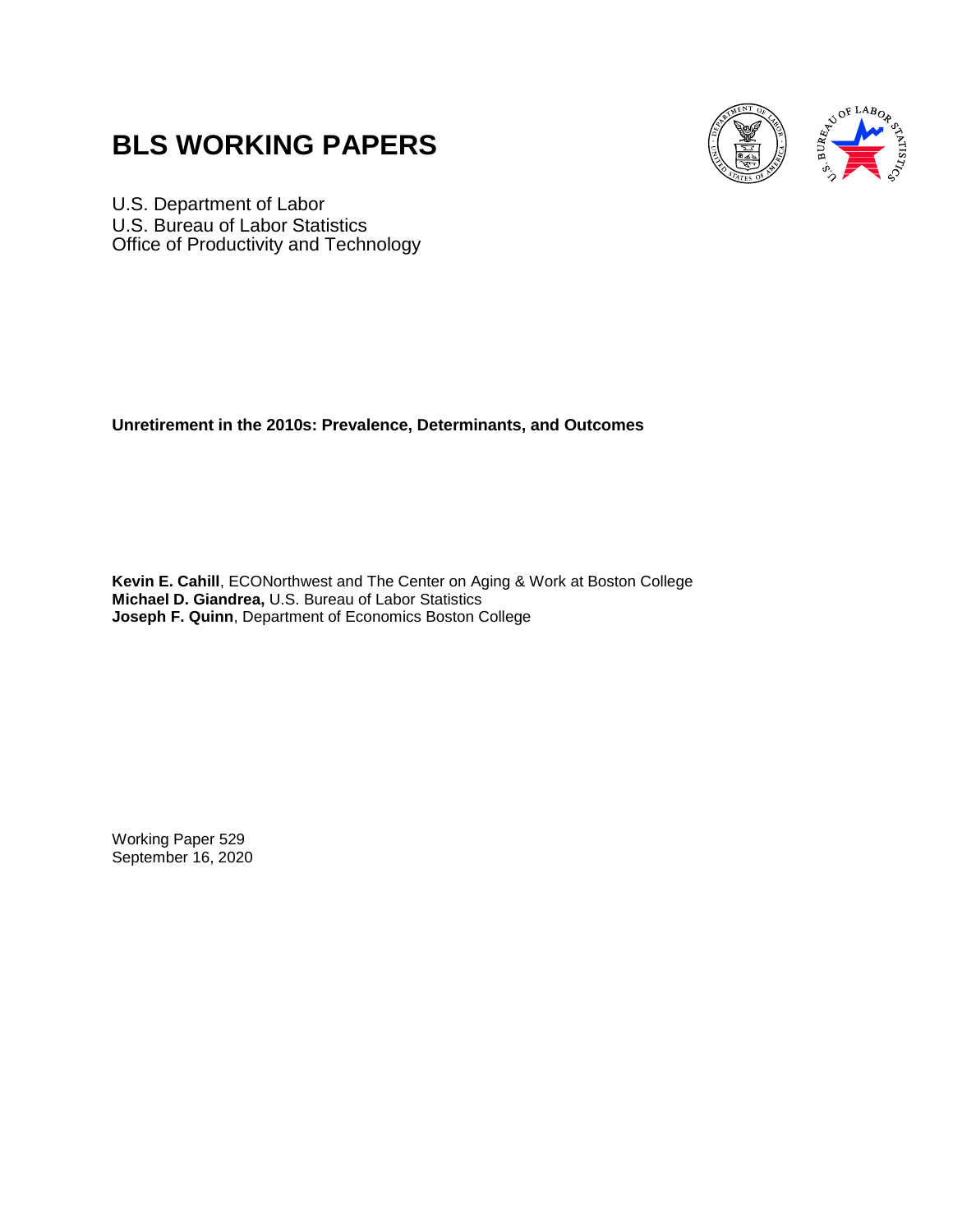# BLS WORKING PAPERS

U.S. Department of Labor
U.S. Bureau of Labor Statistics
Office of Productivity and Technology

**Unretirement in the 2010s: Prevalence, Determinants, and Outcomes**

**Kevin E. Cahill**, ECONorthwest and The Center on Aging & Work at Boston College
**Michael D. Giandrea,** U.S. Bureau of Labor Statistics
**Joseph F. Quinn**, Department of Economics Boston College

Working Paper 529
September 16, 2020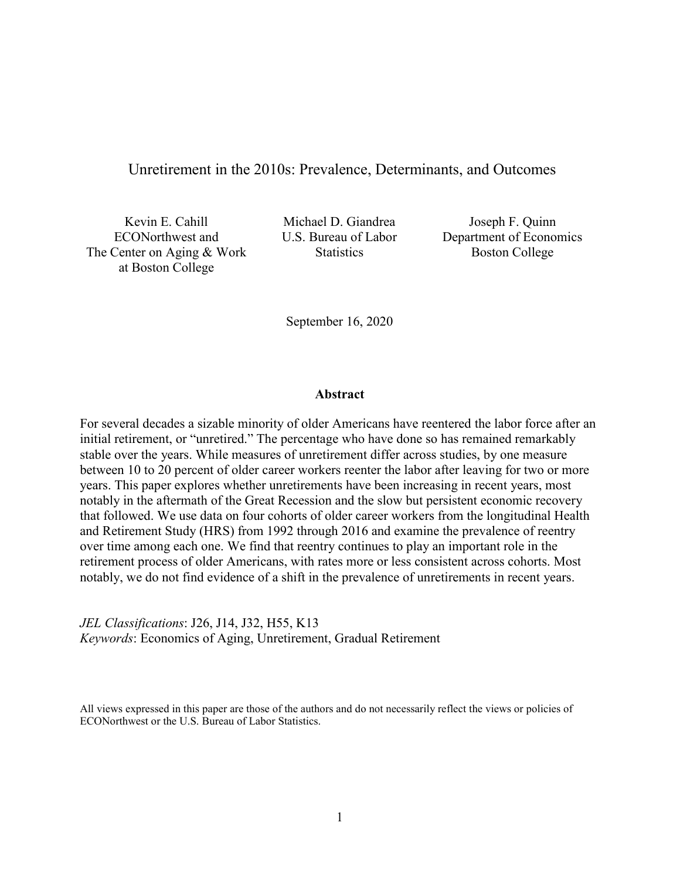# Unretirement in the 2010s: Prevalence, Determinants, and Outcomes

Kevin E. Cahill
ECONorthwest and
The Center on Aging & Work
at Boston College

Michael D. Giandrea
U.S. Bureau of Labor
Statistics

Joseph F. Quinn
Department of Economics
Boston College

September 16, 2020

## Abstract

For several decades a sizable minority of older Americans have reentered the labor force after an initial retirement, or "unretired." The percentage who have done so has remained remarkably stable over the years. While measures of unretirement differ across studies, by one measure between 10 to 20 percent of older career workers reenter the labor after leaving for two or more years. This paper explores whether unretirements have been increasing in recent years, most notably in the aftermath of the Great Recession and the slow but persistent economic recovery that followed. We use data on four cohorts of older career workers from the longitudinal Health and Retirement Study (HRS) from 1992 through 2016 and examine the prevalence of reentry over time among each one. We find that reentry continues to play an important role in the retirement process of older Americans, with rates more or less consistent across cohorts. Most notably, we do not find evidence of a shift in the prevalence of unretirements in recent years.

*JEL Classifications*: J26, J14, J32, H55, K13
*Keywords*: Economics of Aging, Unretirement, Gradual Retirement

All views expressed in this paper are those of the authors and do not necessarily reflect the views or policies of ECONorthwest or the U.S. Bureau of Labor Statistics.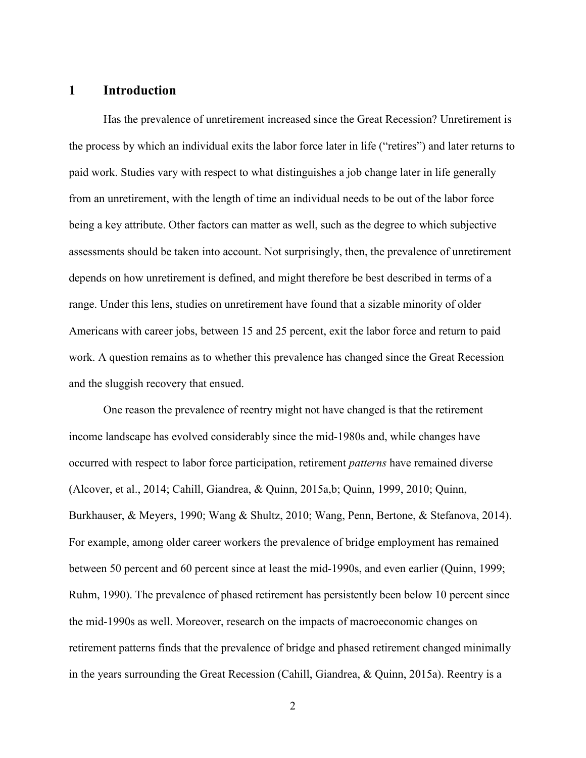# 1 Introduction

Has the prevalence of unretirement increased since the Great Recession? Unretirement is the process by which an individual exits the labor force later in life ("retires") and later returns to paid work. Studies vary with respect to what distinguishes a job change later in life generally from an unretirement, with the length of time an individual needs to be out of the labor force being a key attribute. Other factors can matter as well, such as the degree to which subjective assessments should be taken into account. Not surprisingly, then, the prevalence of unretirement depends on how unretirement is defined, and might therefore be best described in terms of a range. Under this lens, studies on unretirement have found that a sizable minority of older Americans with career jobs, between 15 and 25 percent, exit the labor force and return to paid work. A question remains as to whether this prevalence has changed since the Great Recession and the sluggish recovery that ensued.

One reason the prevalence of reentry might not have changed is that the retirement income landscape has evolved considerably since the mid-1980s and, while changes have occurred with respect to labor force participation, retirement *patterns* have remained diverse (Alcover, et al., 2014; Cahill, Giandrea, & Quinn, 2015a,b; Quinn, 1999, 2010; Quinn, Burkhauser, & Meyers, 1990; Wang & Shultz, 2010; Wang, Penn, Bertone, & Stefanova, 2014). For example, among older career workers the prevalence of bridge employment has remained between 50 percent and 60 percent since at least the mid-1990s, and even earlier (Quinn, 1999; Ruhm, 1990). The prevalence of phased retirement has persistently been below 10 percent since the mid-1990s as well. Moreover, research on the impacts of macroeconomic changes on retirement patterns finds that the prevalence of bridge and phased retirement changed minimally in the years surrounding the Great Recession (Cahill, Giandrea, & Quinn, 2015a). Reentry is a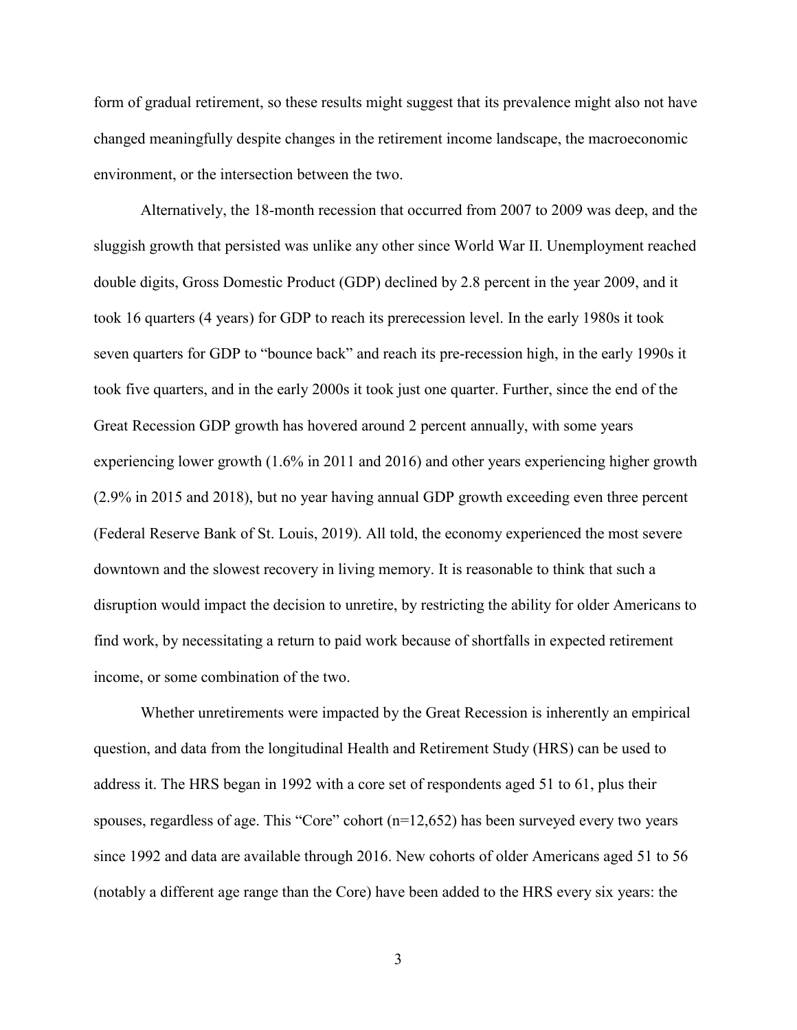form of gradual retirement, so these results might suggest that its prevalence might also not have changed meaningfully despite changes in the retirement income landscape, the macroeconomic environment, or the intersection between the two.

Alternatively, the 18-month recession that occurred from 2007 to 2009 was deep, and the sluggish growth that persisted was unlike any other since World War II. Unemployment reached double digits, Gross Domestic Product (GDP) declined by 2.8 percent in the year 2009, and it took 16 quarters (4 years) for GDP to reach its prerecession level. In the early 1980s it took seven quarters for GDP to "bounce back" and reach its pre-recession high, in the early 1990s it took five quarters, and in the early 2000s it took just one quarter. Further, since the end of the Great Recession GDP growth has hovered around 2 percent annually, with some years experiencing lower growth (1.6% in 2011 and 2016) and other years experiencing higher growth (2.9% in 2015 and 2018), but no year having annual GDP growth exceeding even three percent (Federal Reserve Bank of St. Louis, 2019). All told, the economy experienced the most severe downtown and the slowest recovery in living memory. It is reasonable to think that such a disruption would impact the decision to unretire, by restricting the ability for older Americans to find work, by necessitating a return to paid work because of shortfalls in expected retirement income, or some combination of the two.

Whether unretirements were impacted by the Great Recession is inherently an empirical question, and data from the longitudinal Health and Retirement Study (HRS) can be used to address it. The HRS began in 1992 with a core set of respondents aged 51 to 61, plus their spouses, regardless of age. This "Core" cohort (n=12,652) has been surveyed every two years since 1992 and data are available through 2016. New cohorts of older Americans aged 51 to 56 (notably a different age range than the Core) have been added to the HRS every six years: the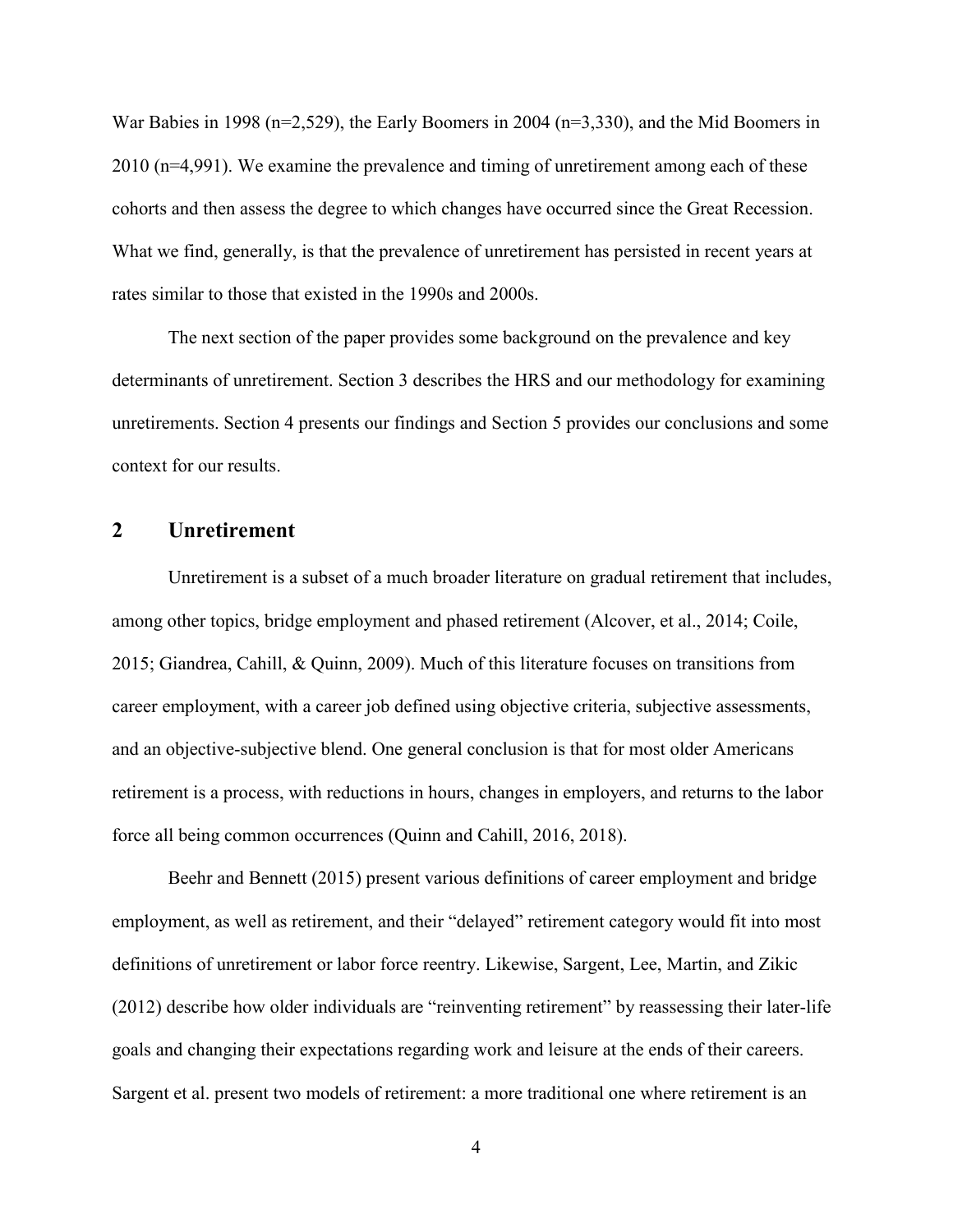War Babies in 1998 (n=2,529), the Early Boomers in 2004 (n=3,330), and the Mid Boomers in 2010 (n=4,991). We examine the prevalence and timing of unretirement among each of these cohorts and then assess the degree to which changes have occurred since the Great Recession. What we find, generally, is that the prevalence of unretirement has persisted in recent years at rates similar to those that existed in the 1990s and 2000s.

The next section of the paper provides some background on the prevalence and key determinants of unretirement. Section 3 describes the HRS and our methodology for examining unretirements. Section 4 presents our findings and Section 5 provides our conclusions and some context for our results.

## 2 Unretirement

Unretirement is a subset of a much broader literature on gradual retirement that includes, among other topics, bridge employment and phased retirement (Alcover, et al., 2014; Coile, 2015; Giandrea, Cahill, & Quinn, 2009). Much of this literature focuses on transitions from career employment, with a career job defined using objective criteria, subjective assessments, and an objective-subjective blend. One general conclusion is that for most older Americans retirement is a process, with reductions in hours, changes in employers, and returns to the labor force all being common occurrences (Quinn and Cahill, 2016, 2018).

Beehr and Bennett (2015) present various definitions of career employment and bridge employment, as well as retirement, and their "delayed" retirement category would fit into most definitions of unretirement or labor force reentry. Likewise, Sargent, Lee, Martin, and Zikic (2012) describe how older individuals are "reinventing retirement" by reassessing their later-life goals and changing their expectations regarding work and leisure at the ends of their careers. Sargent et al. present two models of retirement: a more traditional one where retirement is an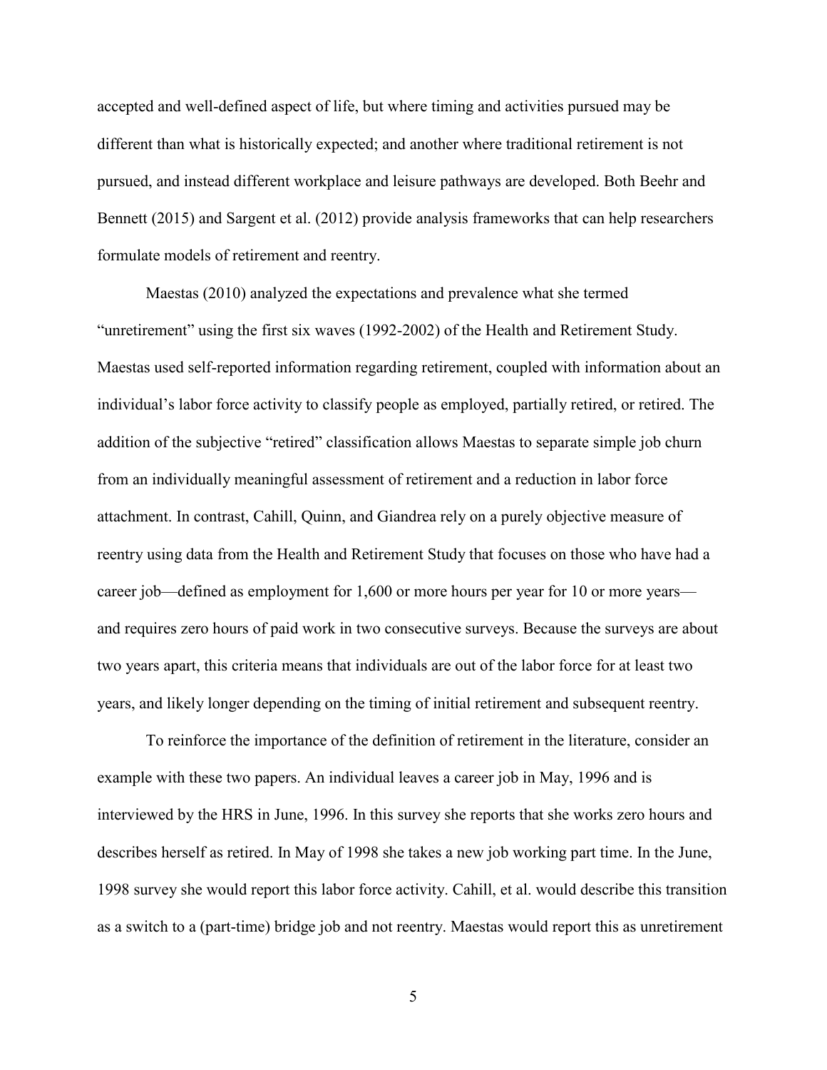accepted and well-defined aspect of life, but where timing and activities pursued may be different than what is historically expected; and another where traditional retirement is not pursued, and instead different workplace and leisure pathways are developed. Both Beehr and Bennett (2015) and Sargent et al. (2012) provide analysis frameworks that can help researchers formulate models of retirement and reentry.

Maestas (2010) analyzed the expectations and prevalence what she termed "unretirement" using the first six waves (1992-2002) of the Health and Retirement Study. Maestas used self-reported information regarding retirement, coupled with information about an individual's labor force activity to classify people as employed, partially retired, or retired. The addition of the subjective "retired" classification allows Maestas to separate simple job churn from an individually meaningful assessment of retirement and a reduction in labor force attachment. In contrast, Cahill, Quinn, and Giandrea rely on a purely objective measure of reentry using data from the Health and Retirement Study that focuses on those who have had a career job—defined as employment for 1,600 or more hours per year for 10 or more years—and requires zero hours of paid work in two consecutive surveys. Because the surveys are about two years apart, this criteria means that individuals are out of the labor force for at least two years, and likely longer depending on the timing of initial retirement and subsequent reentry.

To reinforce the importance of the definition of retirement in the literature, consider an example with these two papers. An individual leaves a career job in May, 1996 and is interviewed by the HRS in June, 1996. In this survey she reports that she works zero hours and describes herself as retired. In May of 1998 she takes a new job working part time. In the June, 1998 survey she would report this labor force activity. Cahill, et al. would describe this transition as a switch to a (part-time) bridge job and not reentry. Maestas would report this as unretirement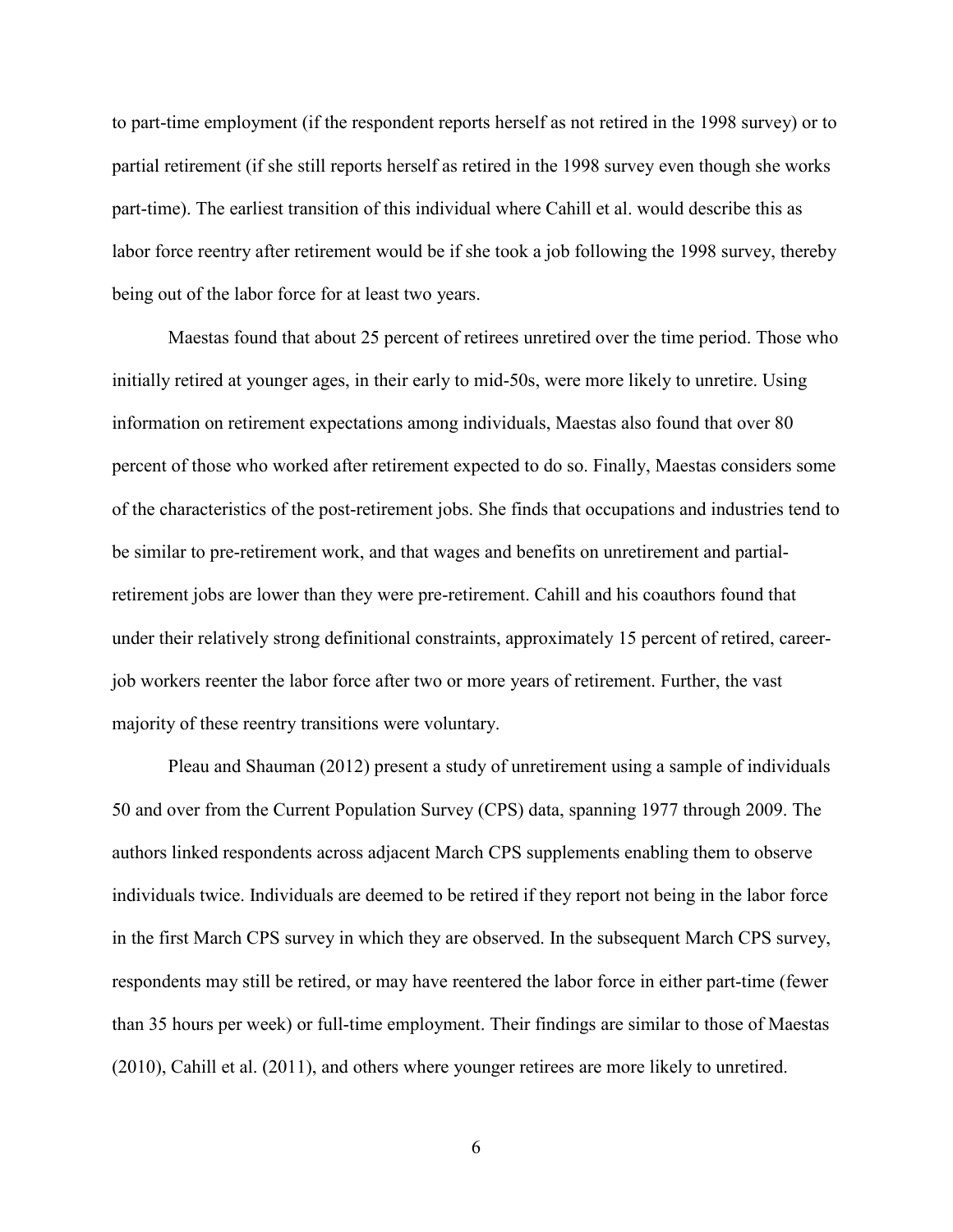to part-time employment (if the respondent reports herself as not retired in the 1998 survey) or to partial retirement (if she still reports herself as retired in the 1998 survey even though she works part-time). The earliest transition of this individual where Cahill et al. would describe this as labor force reentry after retirement would be if she took a job following the 1998 survey, thereby being out of the labor force for at least two years.

Maestas found that about 25 percent of retirees unretired over the time period. Those who initially retired at younger ages, in their early to mid-50s, were more likely to unretire. Using information on retirement expectations among individuals, Maestas also found that over 80 percent of those who worked after retirement expected to do so. Finally, Maestas considers some of the characteristics of the post-retirement jobs. She finds that occupations and industries tend to be similar to pre-retirement work, and that wages and benefits on unretirement and partial-retirement jobs are lower than they were pre-retirement. Cahill and his coauthors found that under their relatively strong definitional constraints, approximately 15 percent of retired, career-job workers reenter the labor force after two or more years of retirement. Further, the vast majority of these reentry transitions were voluntary.

Pleau and Shauman (2012) present a study of unretirement using a sample of individuals 50 and over from the Current Population Survey (CPS) data, spanning 1977 through 2009. The authors linked respondents across adjacent March CPS supplements enabling them to observe individuals twice. Individuals are deemed to be retired if they report not being in the labor force in the first March CPS survey in which they are observed. In the subsequent March CPS survey, respondents may still be retired, or may have reentered the labor force in either part-time (fewer than 35 hours per week) or full-time employment. Their findings are similar to those of Maestas (2010), Cahill et al. (2011), and others where younger retirees are more likely to unretired.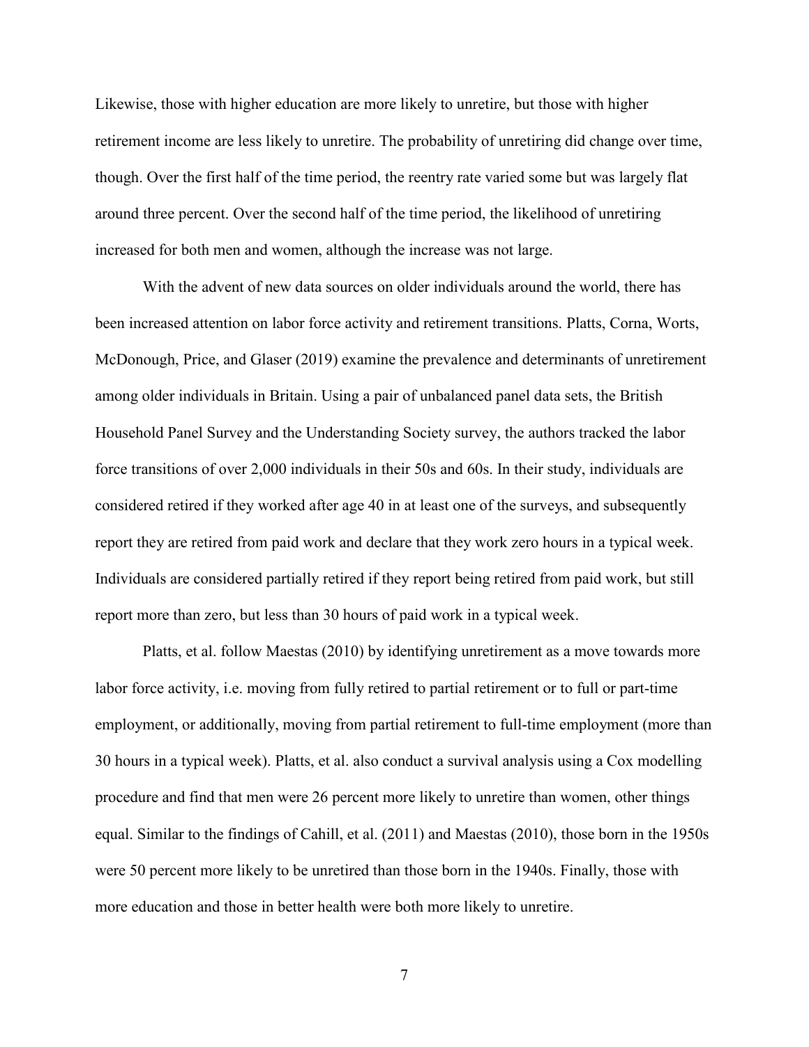Likewise, those with higher education are more likely to unretire, but those with higher retirement income are less likely to unretire. The probability of unretiring did change over time, though. Over the first half of the time period, the reentry rate varied some but was largely flat around three percent. Over the second half of the time period, the likelihood of unretiring increased for both men and women, although the increase was not large.

With the advent of new data sources on older individuals around the world, there has been increased attention on labor force activity and retirement transitions. Platts, Corna, Worts, McDonough, Price, and Glaser (2019) examine the prevalence and determinants of unretirement among older individuals in Britain. Using a pair of unbalanced panel data sets, the British Household Panel Survey and the Understanding Society survey, the authors tracked the labor force transitions of over 2,000 individuals in their 50s and 60s. In their study, individuals are considered retired if they worked after age 40 in at least one of the surveys, and subsequently report they are retired from paid work and declare that they work zero hours in a typical week. Individuals are considered partially retired if they report being retired from paid work, but still report more than zero, but less than 30 hours of paid work in a typical week.

Platts, et al. follow Maestas (2010) by identifying unretirement as a move towards more labor force activity, i.e. moving from fully retired to partial retirement or to full or part-time employment, or additionally, moving from partial retirement to full-time employment (more than 30 hours in a typical week). Platts, et al. also conduct a survival analysis using a Cox modelling procedure and find that men were 26 percent more likely to unretire than women, other things equal. Similar to the findings of Cahill, et al. (2011) and Maestas (2010), those born in the 1950s were 50 percent more likely to be unretired than those born in the 1940s. Finally, those with more education and those in better health were both more likely to unretire.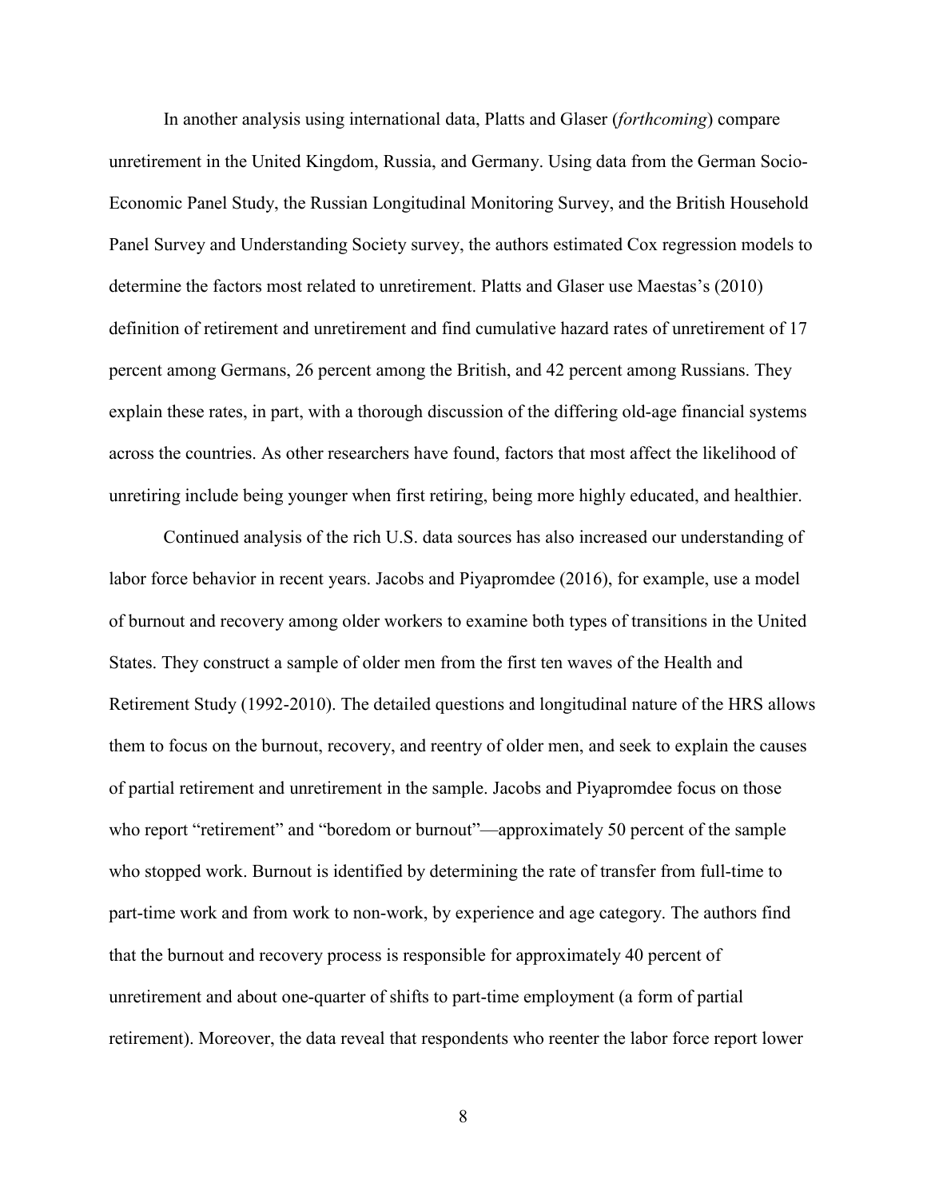In another analysis using international data, Platts and Glaser (*forthcoming*) compare unretirement in the United Kingdom, Russia, and Germany. Using data from the German Socio-Economic Panel Study, the Russian Longitudinal Monitoring Survey, and the British Household Panel Survey and Understanding Society survey, the authors estimated Cox regression models to determine the factors most related to unretirement. Platts and Glaser use Maestas's (2010) definition of retirement and unretirement and find cumulative hazard rates of unretirement of 17 percent among Germans, 26 percent among the British, and 42 percent among Russians. They explain these rates, in part, with a thorough discussion of the differing old-age financial systems across the countries. As other researchers have found, factors that most affect the likelihood of unretiring include being younger when first retiring, being more highly educated, and healthier.

Continued analysis of the rich U.S. data sources has also increased our understanding of labor force behavior in recent years. Jacobs and Piyapromdee (2016), for example, use a model of burnout and recovery among older workers to examine both types of transitions in the United States. They construct a sample of older men from the first ten waves of the Health and Retirement Study (1992-2010). The detailed questions and longitudinal nature of the HRS allows them to focus on the burnout, recovery, and reentry of older men, and seek to explain the causes of partial retirement and unretirement in the sample. Jacobs and Piyapromdee focus on those who report "retirement" and "boredom or burnout"—approximately 50 percent of the sample who stopped work. Burnout is identified by determining the rate of transfer from full-time to part-time work and from work to non-work, by experience and age category. The authors find that the burnout and recovery process is responsible for approximately 40 percent of unretirement and about one-quarter of shifts to part-time employment (a form of partial retirement). Moreover, the data reveal that respondents who reenter the labor force report lower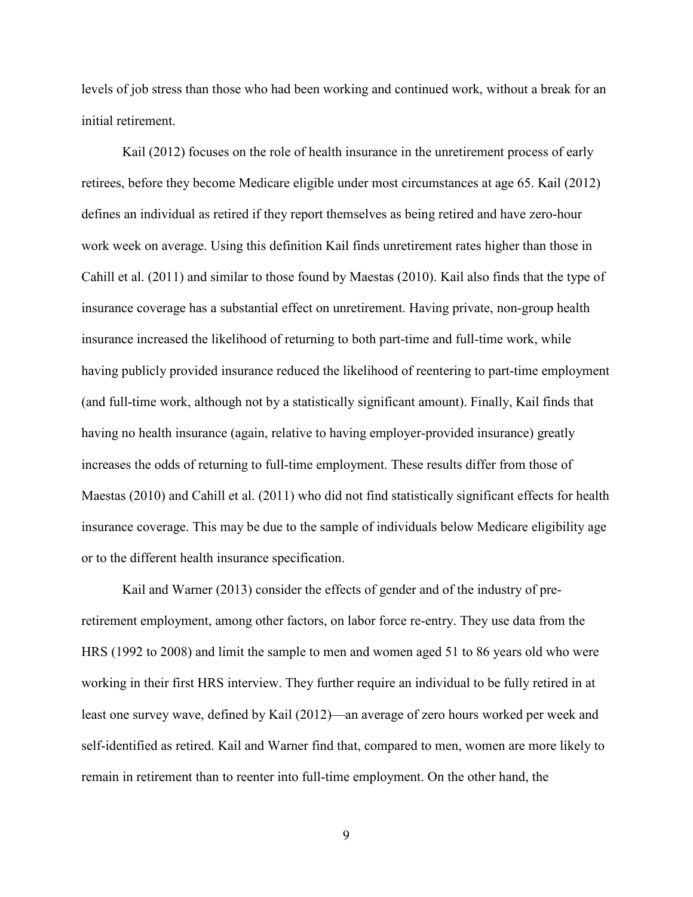levels of job stress than those who had been working and continued work, without a break for an initial retirement.

Kail (2012) focuses on the role of health insurance in the unretirement process of early retirees, before they become Medicare eligible under most circumstances at age 65. Kail (2012) defines an individual as retired if they report themselves as being retired and have zero-hour work week on average. Using this definition Kail finds unretirement rates higher than those in Cahill et al. (2011) and similar to those found by Maestas (2010). Kail also finds that the type of insurance coverage has a substantial effect on unretirement. Having private, non-group health insurance increased the likelihood of returning to both part-time and full-time work, while having publicly provided insurance reduced the likelihood of reentering to part-time employment (and full-time work, although not by a statistically significant amount). Finally, Kail finds that having no health insurance (again, relative to having employer-provided insurance) greatly increases the odds of returning to full-time employment. These results differ from those of Maestas (2010) and Cahill et al. (2011) who did not find statistically significant effects for health insurance coverage. This may be due to the sample of individuals below Medicare eligibility age or to the different health insurance specification.

Kail and Warner (2013) consider the effects of gender and of the industry of pre-retirement employment, among other factors, on labor force re-entry. They use data from the HRS (1992 to 2008) and limit the sample to men and women aged 51 to 86 years old who were working in their first HRS interview. They further require an individual to be fully retired in at least one survey wave, defined by Kail (2012)—an average of zero hours worked per week and self-identified as retired. Kail and Warner find that, compared to men, women are more likely to remain in retirement than to reenter into full-time employment. On the other hand, the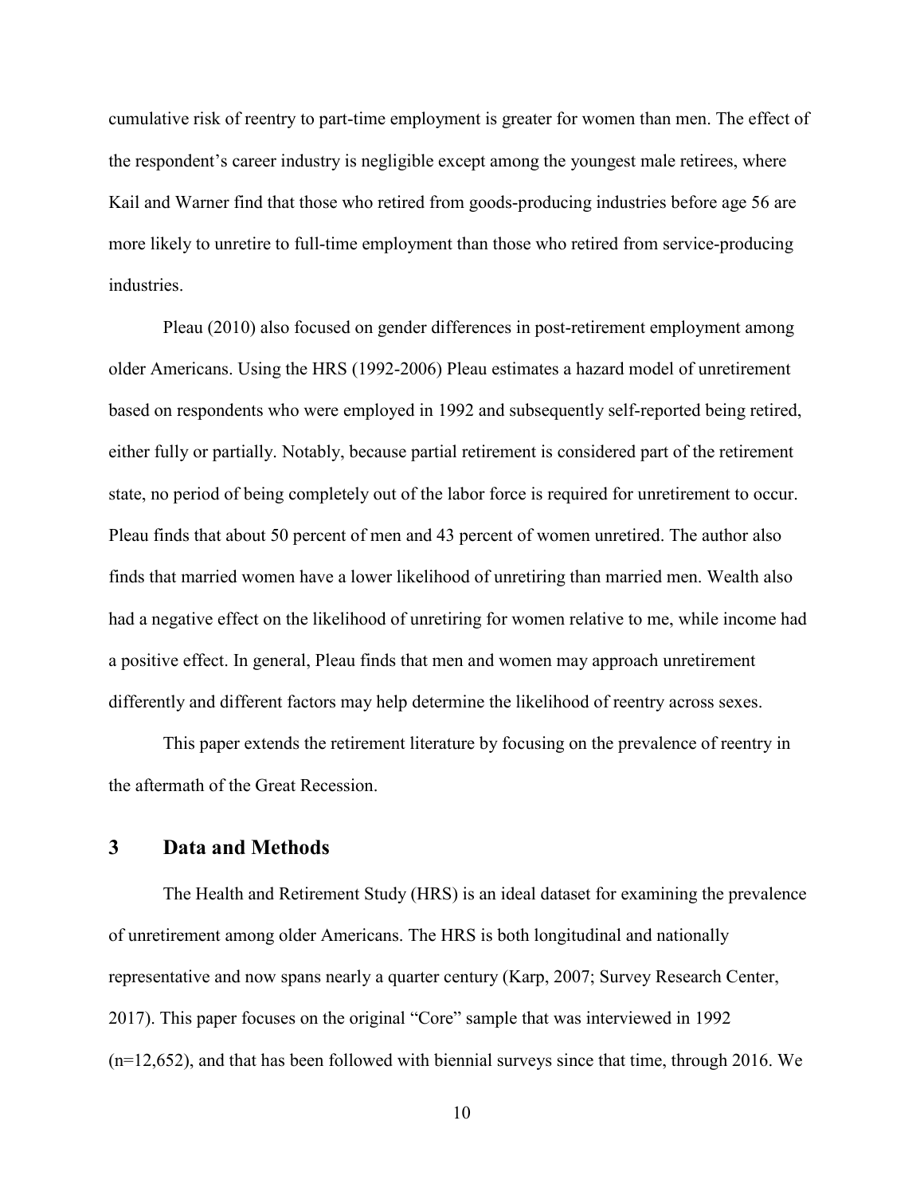cumulative risk of reentry to part-time employment is greater for women than men. The effect of the respondent's career industry is negligible except among the youngest male retirees, where Kail and Warner find that those who retired from goods-producing industries before age 56 are more likely to unretire to full-time employment than those who retired from service-producing industries.

Pleau (2010) also focused on gender differences in post-retirement employment among older Americans. Using the HRS (1992-2006) Pleau estimates a hazard model of unretirement based on respondents who were employed in 1992 and subsequently self-reported being retired, either fully or partially. Notably, because partial retirement is considered part of the retirement state, no period of being completely out of the labor force is required for unretirement to occur. Pleau finds that about 50 percent of men and 43 percent of women unretired. The author also finds that married women have a lower likelihood of unretiring than married men. Wealth also had a negative effect on the likelihood of unretiring for women relative to me, while income had a positive effect. In general, Pleau finds that men and women may approach unretirement differently and different factors may help determine the likelihood of reentry across sexes.

This paper extends the retirement literature by focusing on the prevalence of reentry in the aftermath of the Great Recession.

## 3 Data and Methods

The Health and Retirement Study (HRS) is an ideal dataset for examining the prevalence of unretirement among older Americans. The HRS is both longitudinal and nationally representative and now spans nearly a quarter century (Karp, 2007; Survey Research Center, 2017). This paper focuses on the original "Core" sample that was interviewed in 1992 (n=12,652), and that has been followed with biennial surveys since that time, through 2016. We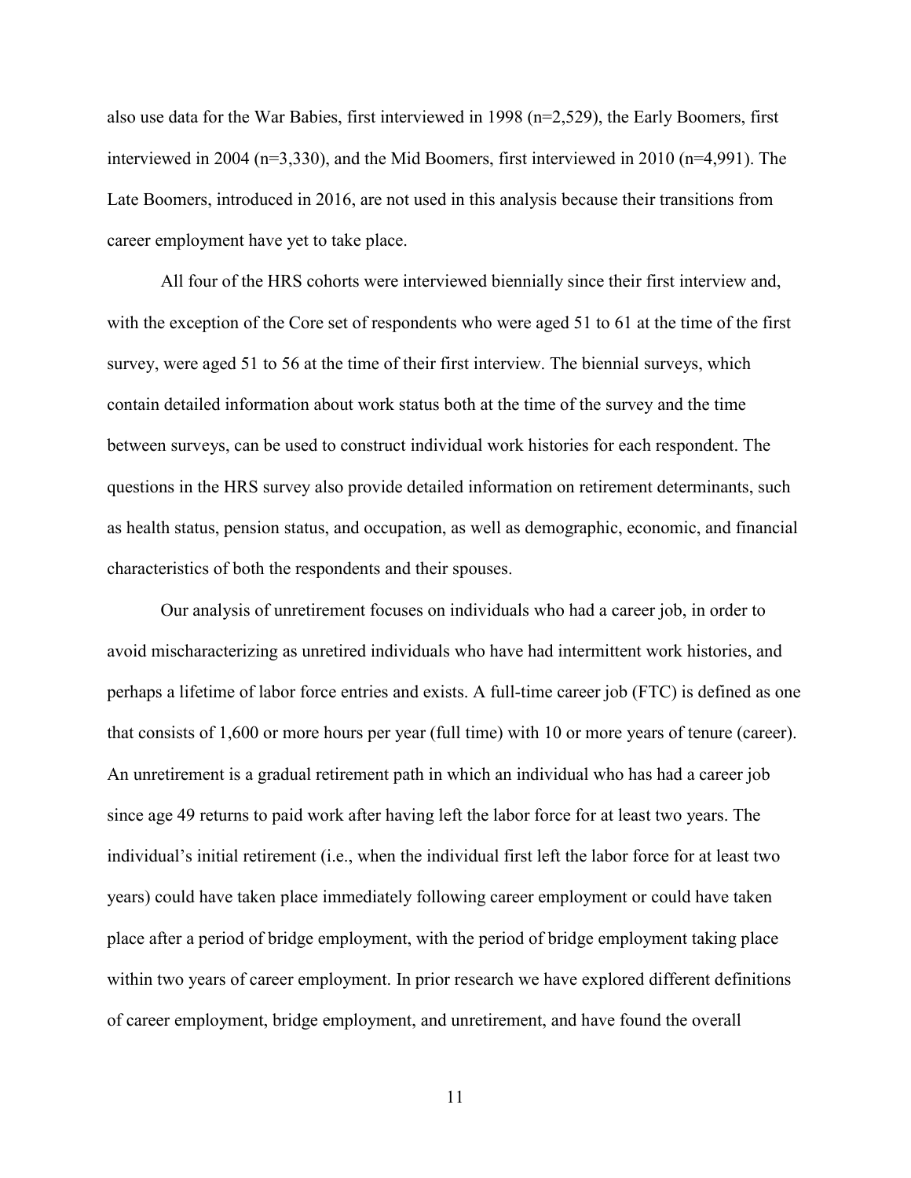also use data for the War Babies, first interviewed in 1998 (n=2,529), the Early Boomers, first interviewed in 2004 (n=3,330), and the Mid Boomers, first interviewed in 2010 (n=4,991). The Late Boomers, introduced in 2016, are not used in this analysis because their transitions from career employment have yet to take place.

All four of the HRS cohorts were interviewed biennially since their first interview and, with the exception of the Core set of respondents who were aged 51 to 61 at the time of the first survey, were aged 51 to 56 at the time of their first interview. The biennial surveys, which contain detailed information about work status both at the time of the survey and the time between surveys, can be used to construct individual work histories for each respondent. The questions in the HRS survey also provide detailed information on retirement determinants, such as health status, pension status, and occupation, as well as demographic, economic, and financial characteristics of both the respondents and their spouses.

Our analysis of unretirement focuses on individuals who had a career job, in order to avoid mischaracterizing as unretired individuals who have had intermittent work histories, and perhaps a lifetime of labor force entries and exists. A full-time career job (FTC) is defined as one that consists of 1,600 or more hours per year (full time) with 10 or more years of tenure (career). An unretirement is a gradual retirement path in which an individual who has had a career job since age 49 returns to paid work after having left the labor force for at least two years. The individual's initial retirement (i.e., when the individual first left the labor force for at least two years) could have taken place immediately following career employment or could have taken place after a period of bridge employment, with the period of bridge employment taking place within two years of career employment. In prior research we have explored different definitions of career employment, bridge employment, and unretirement, and have found the overall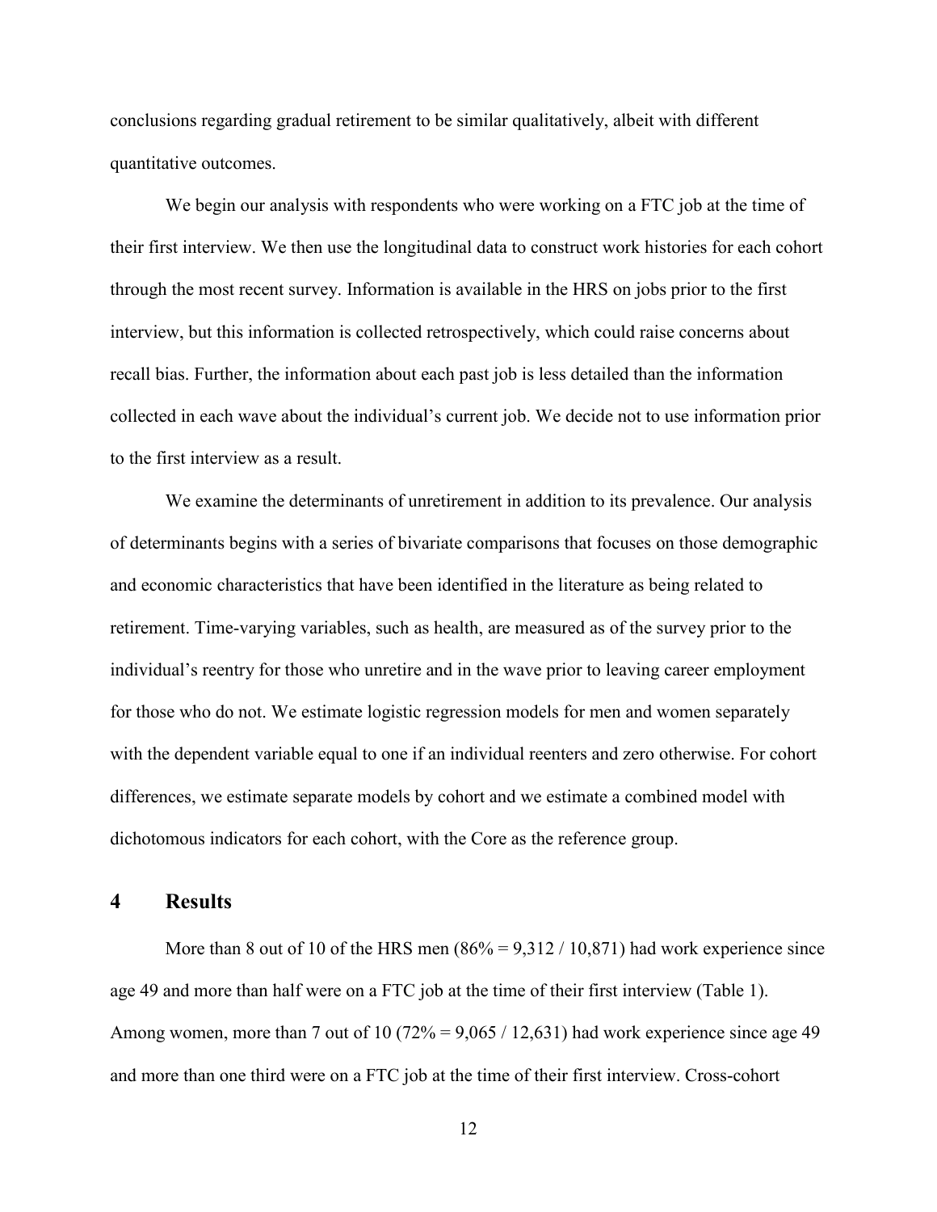conclusions regarding gradual retirement to be similar qualitatively, albeit with different quantitative outcomes.

We begin our analysis with respondents who were working on a FTC job at the time of their first interview. We then use the longitudinal data to construct work histories for each cohort through the most recent survey. Information is available in the HRS on jobs prior to the first interview, but this information is collected retrospectively, which could raise concerns about recall bias. Further, the information about each past job is less detailed than the information collected in each wave about the individual's current job. We decide not to use information prior to the first interview as a result.

We examine the determinants of unretirement in addition to its prevalence. Our analysis of determinants begins with a series of bivariate comparisons that focuses on those demographic and economic characteristics that have been identified in the literature as being related to retirement. Time-varying variables, such as health, are measured as of the survey prior to the individual's reentry for those who unretire and in the wave prior to leaving career employment for those who do not. We estimate logistic regression models for men and women separately with the dependent variable equal to one if an individual reenters and zero otherwise. For cohort differences, we estimate separate models by cohort and we estimate a combined model with dichotomous indicators for each cohort, with the Core as the reference group.

# 4 Results

More than 8 out of 10 of the HRS men (86% = 9,312 / 10,871) had work experience since age 49 and more than half were on a FTC job at the time of their first interview (Table 1). Among women, more than 7 out of 10 (72% = 9,065 / 12,631) had work experience since age 49 and more than one third were on a FTC job at the time of their first interview. Cross-cohort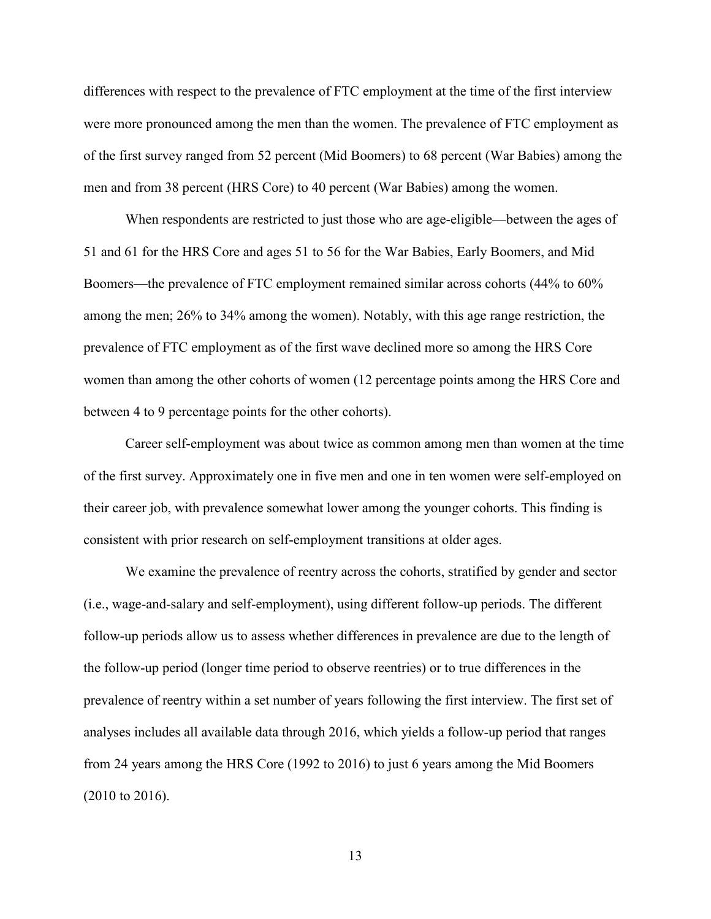differences with respect to the prevalence of FTC employment at the time of the first interview were more pronounced among the men than the women. The prevalence of FTC employment as of the first survey ranged from 52 percent (Mid Boomers) to 68 percent (War Babies) among the men and from 38 percent (HRS Core) to 40 percent (War Babies) among the women.

When respondents are restricted to just those who are age-eligible—between the ages of 51 and 61 for the HRS Core and ages 51 to 56 for the War Babies, Early Boomers, and Mid Boomers—the prevalence of FTC employment remained similar across cohorts (44% to 60% among the men; 26% to 34% among the women). Notably, with this age range restriction, the prevalence of FTC employment as of the first wave declined more so among the HRS Core women than among the other cohorts of women (12 percentage points among the HRS Core and between 4 to 9 percentage points for the other cohorts).

Career self-employment was about twice as common among men than women at the time of the first survey. Approximately one in five men and one in ten women were self-employed on their career job, with prevalence somewhat lower among the younger cohorts. This finding is consistent with prior research on self-employment transitions at older ages.

We examine the prevalence of reentry across the cohorts, stratified by gender and sector (i.e., wage-and-salary and self-employment), using different follow-up periods. The different follow-up periods allow us to assess whether differences in prevalence are due to the length of the follow-up period (longer time period to observe reentries) or to true differences in the prevalence of reentry within a set number of years following the first interview. The first set of analyses includes all available data through 2016, which yields a follow-up period that ranges from 24 years among the HRS Core (1992 to 2016) to just 6 years among the Mid Boomers (2010 to 2016).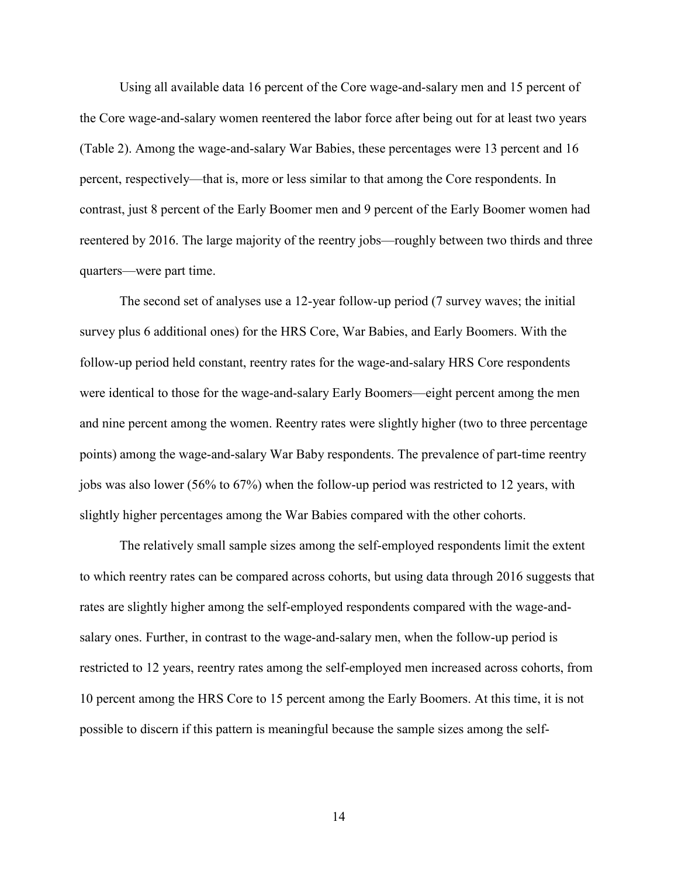Using all available data 16 percent of the Core wage-and-salary men and 15 percent of the Core wage-and-salary women reentered the labor force after being out for at least two years (Table 2). Among the wage-and-salary War Babies, these percentages were 13 percent and 16 percent, respectively—that is, more or less similar to that among the Core respondents. In contrast, just 8 percent of the Early Boomer men and 9 percent of the Early Boomer women had reentered by 2016. The large majority of the reentry jobs—roughly between two thirds and three quarters—were part time.

The second set of analyses use a 12-year follow-up period (7 survey waves; the initial survey plus 6 additional ones) for the HRS Core, War Babies, and Early Boomers. With the follow-up period held constant, reentry rates for the wage-and-salary HRS Core respondents were identical to those for the wage-and-salary Early Boomers—eight percent among the men and nine percent among the women. Reentry rates were slightly higher (two to three percentage points) among the wage-and-salary War Baby respondents. The prevalence of part-time reentry jobs was also lower (56% to 67%) when the follow-up period was restricted to 12 years, with slightly higher percentages among the War Babies compared with the other cohorts.

The relatively small sample sizes among the self-employed respondents limit the extent to which reentry rates can be compared across cohorts, but using data through 2016 suggests that rates are slightly higher among the self-employed respondents compared with the wage-and-salary ones. Further, in contrast to the wage-and-salary men, when the follow-up period is restricted to 12 years, reentry rates among the self-employed men increased across cohorts, from 10 percent among the HRS Core to 15 percent among the Early Boomers. At this time, it is not possible to discern if this pattern is meaningful because the sample sizes among the self-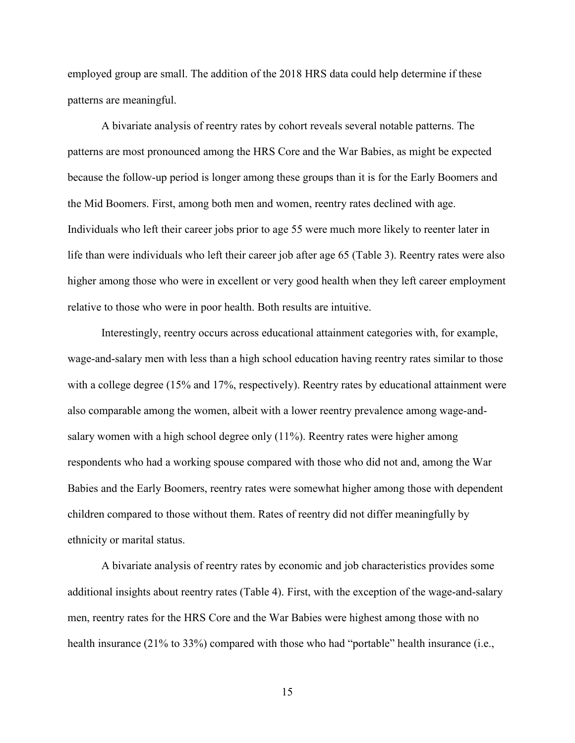employed group are small. The addition of the 2018 HRS data could help determine if these patterns are meaningful.

A bivariate analysis of reentry rates by cohort reveals several notable patterns. The patterns are most pronounced among the HRS Core and the War Babies, as might be expected because the follow-up period is longer among these groups than it is for the Early Boomers and the Mid Boomers. First, among both men and women, reentry rates declined with age. Individuals who left their career jobs prior to age 55 were much more likely to reenter later in life than were individuals who left their career job after age 65 (Table 3). Reentry rates were also higher among those who were in excellent or very good health when they left career employment relative to those who were in poor health. Both results are intuitive.

Interestingly, reentry occurs across educational attainment categories with, for example, wage-and-salary men with less than a high school education having reentry rates similar to those with a college degree (15% and 17%, respectively). Reentry rates by educational attainment were also comparable among the women, albeit with a lower reentry prevalence among wage-and-salary women with a high school degree only (11%). Reentry rates were higher among respondents who had a working spouse compared with those who did not and, among the War Babies and the Early Boomers, reentry rates were somewhat higher among those with dependent children compared to those without them. Rates of reentry did not differ meaningfully by ethnicity or marital status.

A bivariate analysis of reentry rates by economic and job characteristics provides some additional insights about reentry rates (Table 4). First, with the exception of the wage-and-salary men, reentry rates for the HRS Core and the War Babies were highest among those with no health insurance (21% to 33%) compared with those who had "portable" health insurance (i.e.,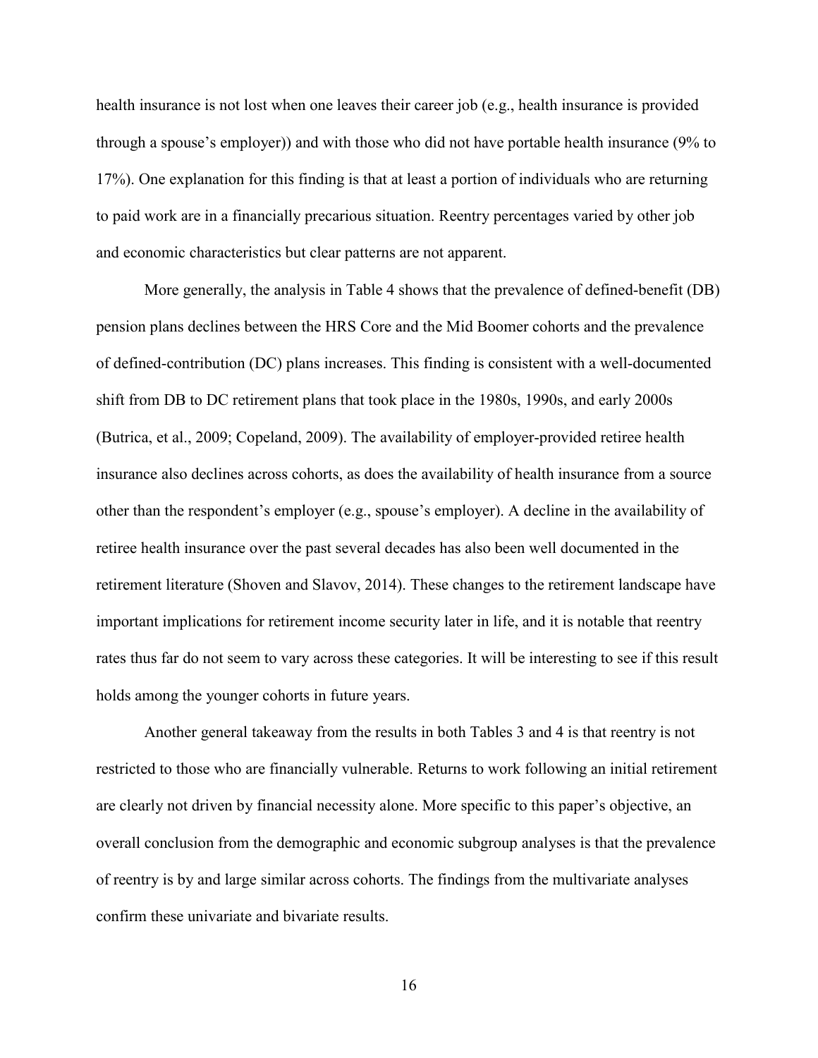health insurance is not lost when one leaves their career job (e.g., health insurance is provided through a spouse's employer)) and with those who did not have portable health insurance (9% to 17%). One explanation for this finding is that at least a portion of individuals who are returning to paid work are in a financially precarious situation. Reentry percentages varied by other job and economic characteristics but clear patterns are not apparent.

More generally, the analysis in Table 4 shows that the prevalence of defined-benefit (DB) pension plans declines between the HRS Core and the Mid Boomer cohorts and the prevalence of defined-contribution (DC) plans increases. This finding is consistent with a well-documented shift from DB to DC retirement plans that took place in the 1980s, 1990s, and early 2000s (Butrica, et al., 2009; Copeland, 2009). The availability of employer-provided retiree health insurance also declines across cohorts, as does the availability of health insurance from a source other than the respondent's employer (e.g., spouse's employer). A decline in the availability of retiree health insurance over the past several decades has also been well documented in the retirement literature (Shoven and Slavov, 2014). These changes to the retirement landscape have important implications for retirement income security later in life, and it is notable that reentry rates thus far do not seem to vary across these categories. It will be interesting to see if this result holds among the younger cohorts in future years.

Another general takeaway from the results in both Tables 3 and 4 is that reentry is not restricted to those who are financially vulnerable. Returns to work following an initial retirement are clearly not driven by financial necessity alone. More specific to this paper's objective, an overall conclusion from the demographic and economic subgroup analyses is that the prevalence of reentry is by and large similar across cohorts. The findings from the multivariate analyses confirm these univariate and bivariate results.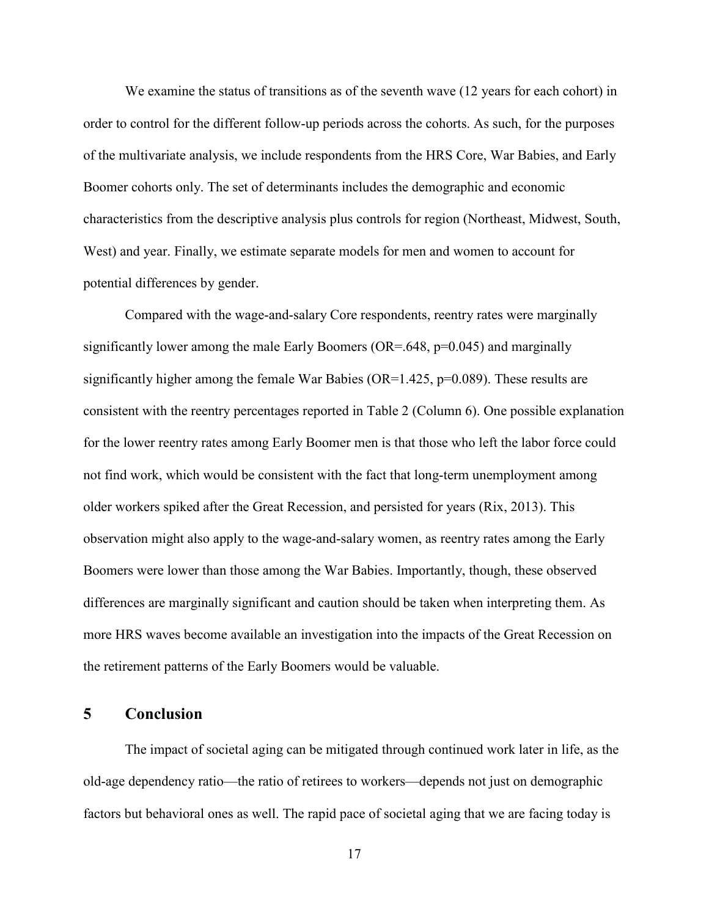We examine the status of transitions as of the seventh wave (12 years for each cohort) in order to control for the different follow-up periods across the cohorts. As such, for the purposes of the multivariate analysis, we include respondents from the HRS Core, War Babies, and Early Boomer cohorts only. The set of determinants includes the demographic and economic characteristics from the descriptive analysis plus controls for region (Northeast, Midwest, South, West) and year. Finally, we estimate separate models for men and women to account for potential differences by gender.

Compared with the wage-and-salary Core respondents, reentry rates were marginally significantly lower among the male Early Boomers (OR=.648, $p=0.045$) and marginally significantly higher among the female War Babies (OR=1.425, $p=0.089$). These results are consistent with the reentry percentages reported in Table 2 (Column 6). One possible explanation for the lower reentry rates among Early Boomer men is that those who left the labor force could not find work, which would be consistent with the fact that long-term unemployment among older workers spiked after the Great Recession, and persisted for years (Rix, 2013). This observation might also apply to the wage-and-salary women, as reentry rates among the Early Boomers were lower than those among the War Babies. Importantly, though, these observed differences are marginally significant and caution should be taken when interpreting them. As more HRS waves become available an investigation into the impacts of the Great Recession on the retirement patterns of the Early Boomers would be valuable.

## 5 Conclusion

The impact of societal aging can be mitigated through continued work later in life, as the old-age dependency ratio—the ratio of retirees to workers—depends not just on demographic factors but behavioral ones as well. The rapid pace of societal aging that we are facing today is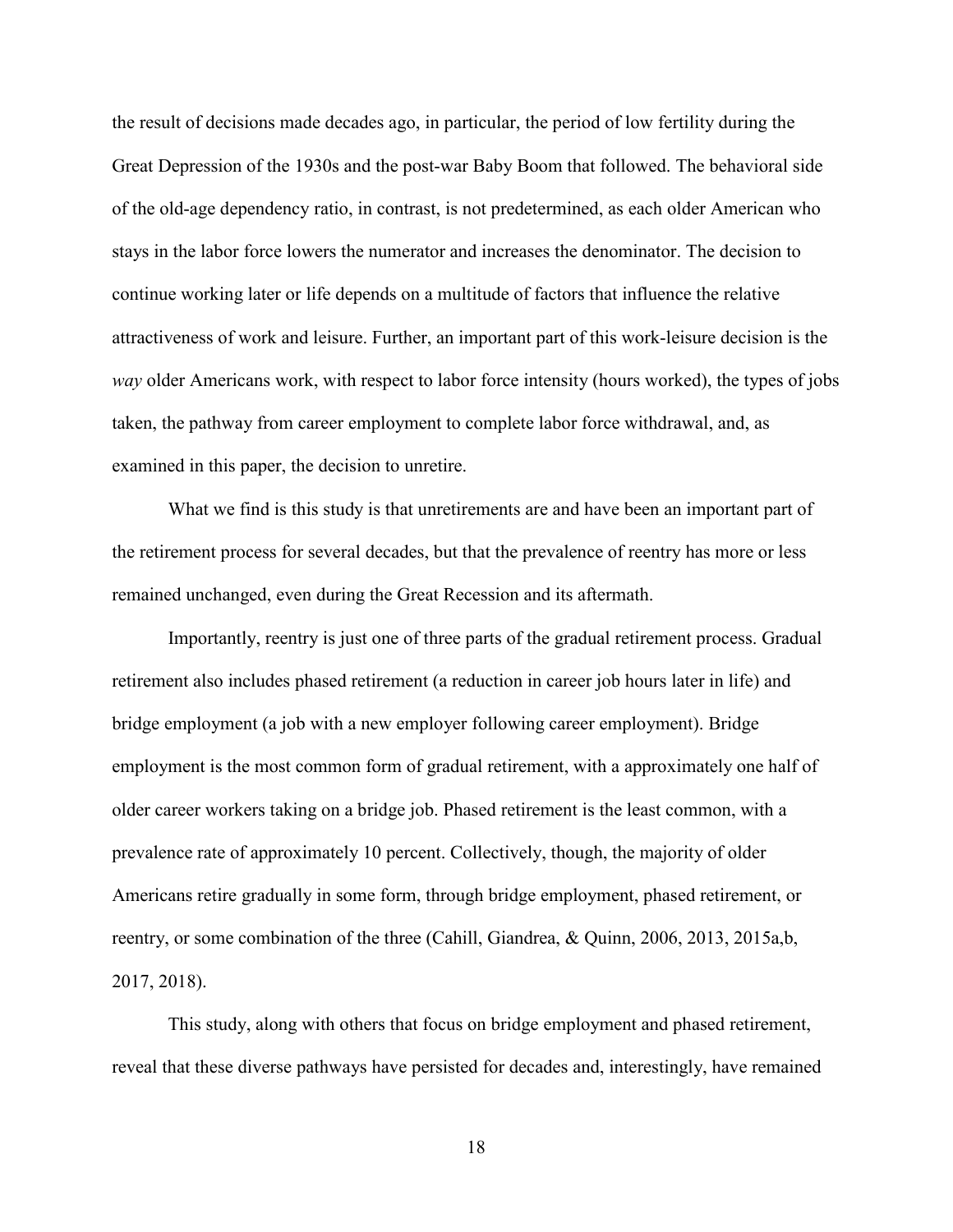the result of decisions made decades ago, in particular, the period of low fertility during the Great Depression of the 1930s and the post-war Baby Boom that followed. The behavioral side of the old-age dependency ratio, in contrast, is not predetermined, as each older American who stays in the labor force lowers the numerator and increases the denominator. The decision to continue working later or life depends on a multitude of factors that influence the relative attractiveness of work and leisure. Further, an important part of this work-leisure decision is the *way* older Americans work, with respect to labor force intensity (hours worked), the types of jobs taken, the pathway from career employment to complete labor force withdrawal, and, as examined in this paper, the decision to unretire.

What we find is this study is that unretirements are and have been an important part of the retirement process for several decades, but that the prevalence of reentry has more or less remained unchanged, even during the Great Recession and its aftermath.

Importantly, reentry is just one of three parts of the gradual retirement process. Gradual retirement also includes phased retirement (a reduction in career job hours later in life) and bridge employment (a job with a new employer following career employment). Bridge employment is the most common form of gradual retirement, with a approximately one half of older career workers taking on a bridge job. Phased retirement is the least common, with a prevalence rate of approximately 10 percent. Collectively, though, the majority of older Americans retire gradually in some form, through bridge employment, phased retirement, or reentry, or some combination of the three (Cahill, Giandrea, & Quinn, 2006, 2013, 2015a,b, 2017, 2018).

This study, along with others that focus on bridge employment and phased retirement, reveal that these diverse pathways have persisted for decades and, interestingly, have remained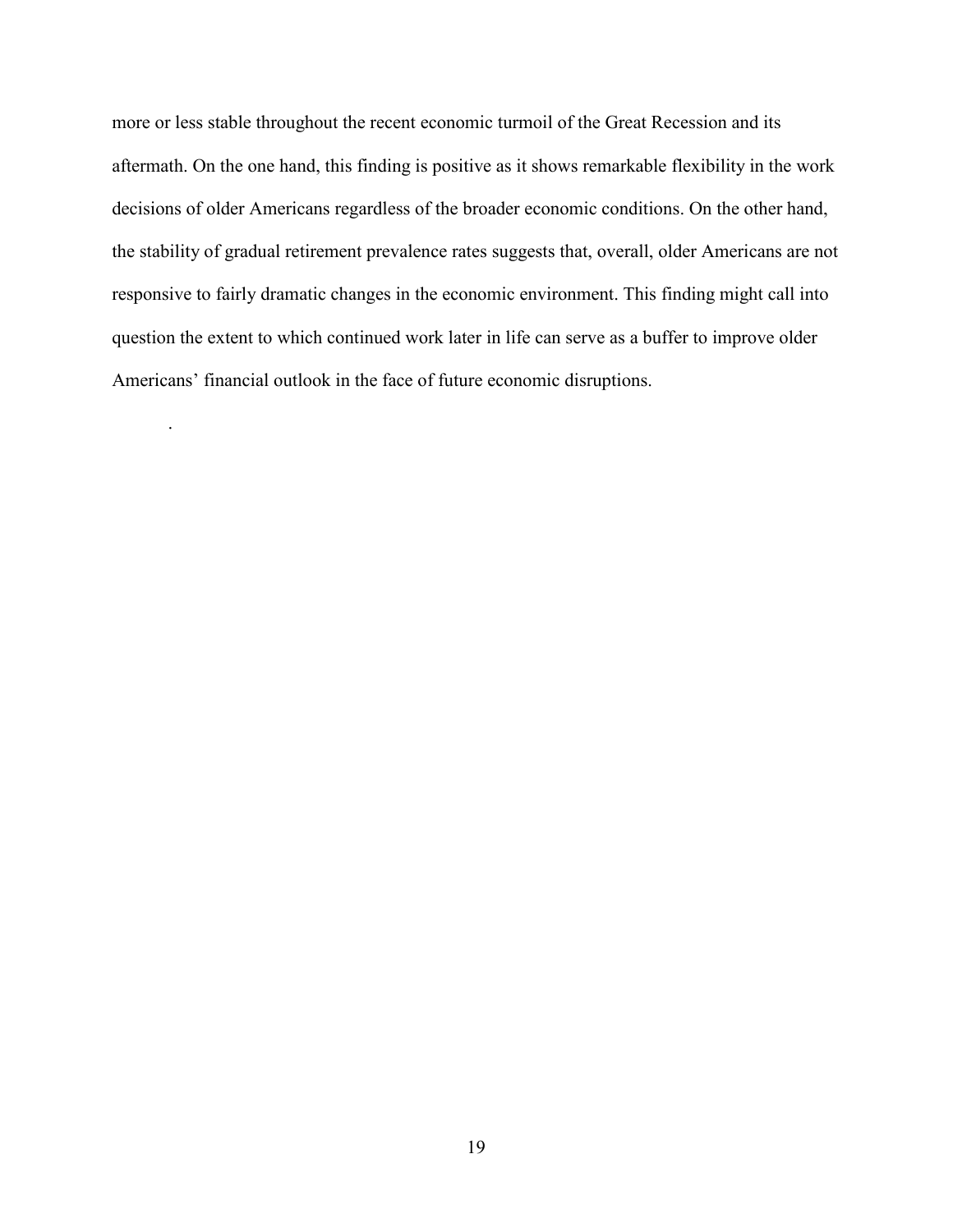more or less stable throughout the recent economic turmoil of the Great Recession and its aftermath. On the one hand, this finding is positive as it shows remarkable flexibility in the work decisions of older Americans regardless of the broader economic conditions. On the other hand, the stability of gradual retirement prevalence rates suggests that, overall, older Americans are not responsive to fairly dramatic changes in the economic environment. This finding might call into question the extent to which continued work later in life can serve as a buffer to improve older Americans' financial outlook in the face of future economic disruptions.

.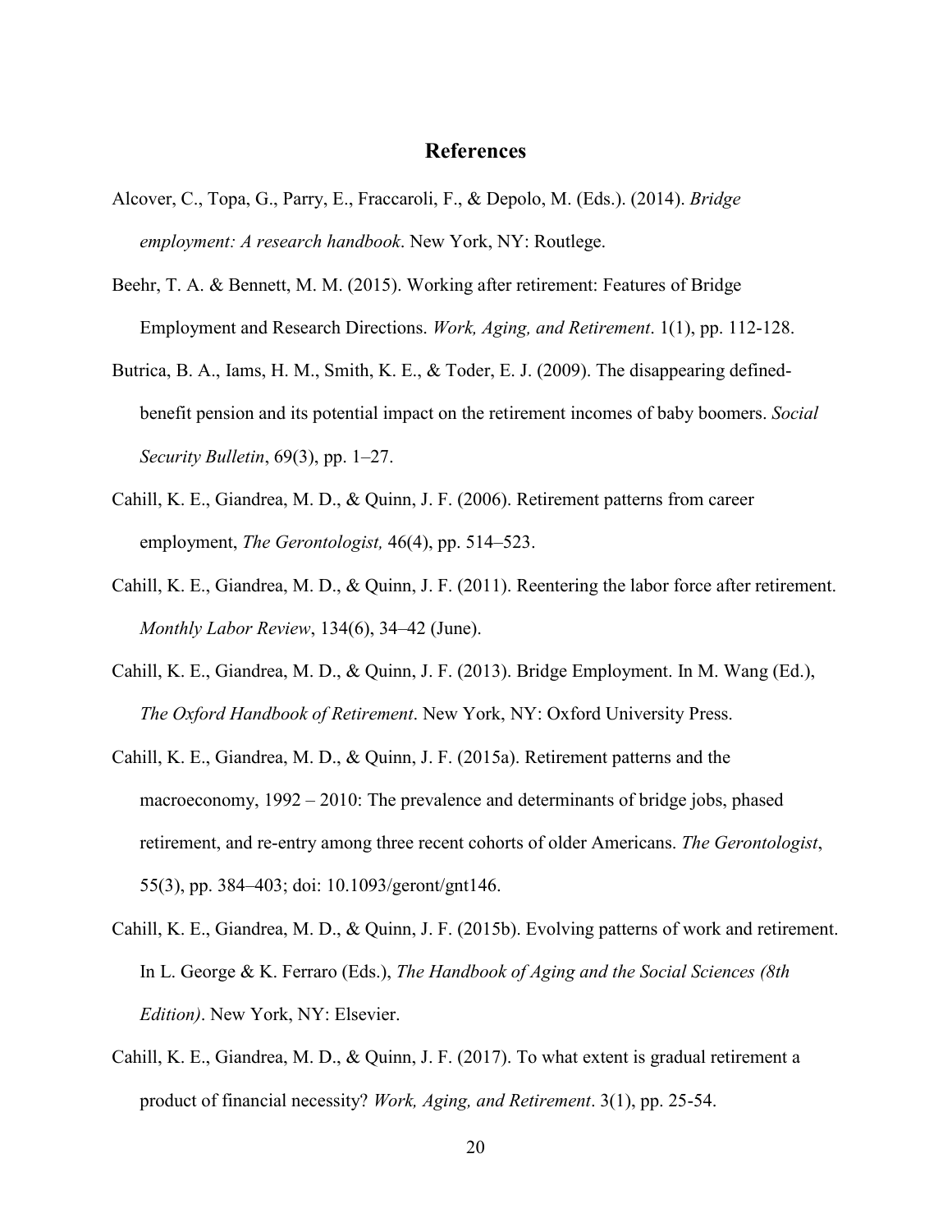## References

Alcover, C., Topa, G., Parry, E., Fraccaroli, F., & Depolo, M. (Eds.). (2014). *Bridge employment: A research handbook*. New York, NY: Routlege.

Beehr, T. A. & Bennett, M. M. (2015). Working after retirement: Features of Bridge Employment and Research Directions. *Work, Aging, and Retirement*. 1(1), pp. 112-128.

Butrica, B. A., Iams, H. M., Smith, K. E., & Toder, E. J. (2009). The disappearing defined-benefit pension and its potential impact on the retirement incomes of baby boomers. *Social Security Bulletin*, 69(3), pp. 1–27.

Cahill, K. E., Giandrea, M. D., & Quinn, J. F. (2006). Retirement patterns from career employment, *The Gerontologist,* 46(4), pp. 514–523.

Cahill, K. E., Giandrea, M. D., & Quinn, J. F. (2011). Reentering the labor force after retirement. *Monthly Labor Review*, 134(6), 34–42 (June).

Cahill, K. E., Giandrea, M. D., & Quinn, J. F. (2013). Bridge Employment. In M. Wang (Ed.), *The Oxford Handbook of Retirement*. New York, NY: Oxford University Press.

Cahill, K. E., Giandrea, M. D., & Quinn, J. F. (2015a). Retirement patterns and the macroeconomy, 1992 – 2010: The prevalence and determinants of bridge jobs, phased retirement, and re-entry among three recent cohorts of older Americans. *The Gerontologist*, 55(3), pp. 384–403; doi: 10.1093/geront/gnt146.

Cahill, K. E., Giandrea, M. D., & Quinn, J. F. (2015b). Evolving patterns of work and retirement. In L. George & K. Ferraro (Eds.), *The Handbook of Aging and the Social Sciences (8th Edition)*. New York, NY: Elsevier.

Cahill, K. E., Giandrea, M. D., & Quinn, J. F. (2017). To what extent is gradual retirement a product of financial necessity? *Work, Aging, and Retirement*. 3(1), pp. 25-54.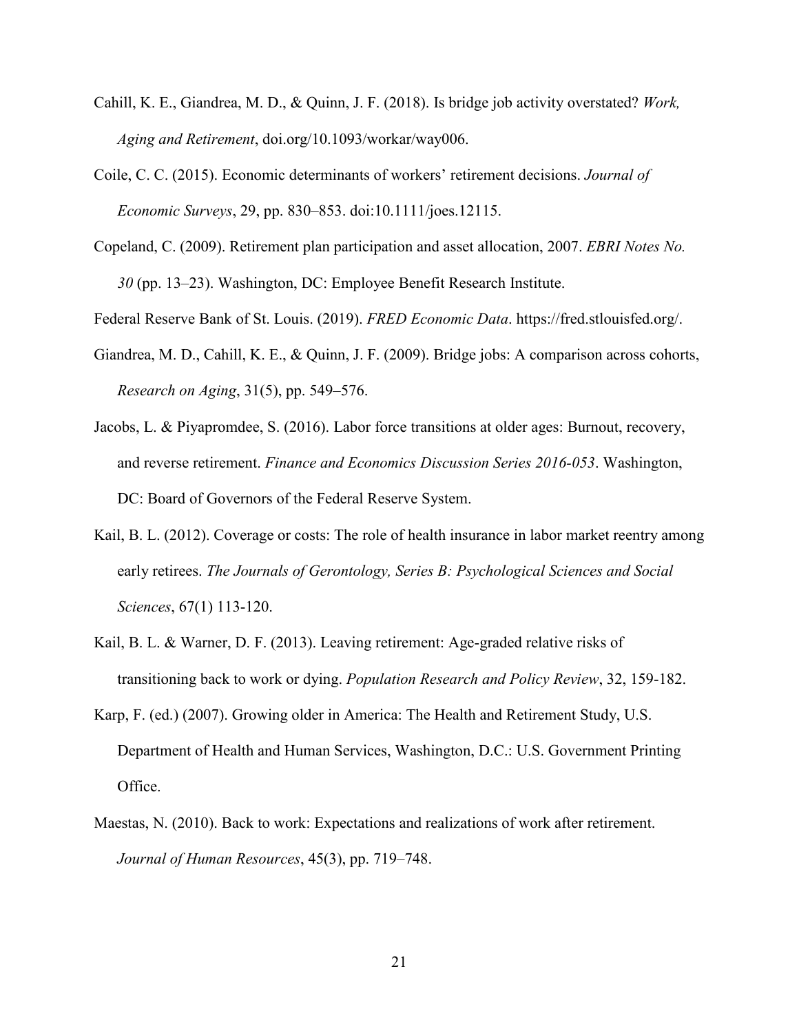Cahill, K. E., Giandrea, M. D., & Quinn, J. F. (2018). Is bridge job activity overstated? *Work, Aging and Retirement*, doi.org/10.1093/workar/way006.

Coile, C. C. (2015). Economic determinants of workers' retirement decisions. *Journal of Economic Surveys*, 29, pp. 830–853. doi:10.1111/joes.12115.

Copeland, C. (2009). Retirement plan participation and asset allocation, 2007. *EBRI Notes No. 30* (pp. 13–23). Washington, DC: Employee Benefit Research Institute.

Federal Reserve Bank of St. Louis. (2019). *FRED Economic Data*. https://fred.stlouisfed.org/.

Giandrea, M. D., Cahill, K. E., & Quinn, J. F. (2009). Bridge jobs: A comparison across cohorts, *Research on Aging*, 31(5), pp. 549–576.

Jacobs, L. & Piyapromdee, S. (2016). Labor force transitions at older ages: Burnout, recovery, and reverse retirement. *Finance and Economics Discussion Series 2016-053*. Washington, DC: Board of Governors of the Federal Reserve System.

Kail, B. L. (2012). Coverage or costs: The role of health insurance in labor market reentry among early retirees. *The Journals of Gerontology, Series B: Psychological Sciences and Social Sciences*, 67(1) 113-120.

Kail, B. L. & Warner, D. F. (2013). Leaving retirement: Age-graded relative risks of transitioning back to work or dying. *Population Research and Policy Review*, 32, 159-182.

Karp, F. (ed.) (2007). Growing older in America: The Health and Retirement Study, U.S. Department of Health and Human Services, Washington, D.C.: U.S. Government Printing Office.

Maestas, N. (2010). Back to work: Expectations and realizations of work after retirement. *Journal of Human Resources*, 45(3), pp. 719–748.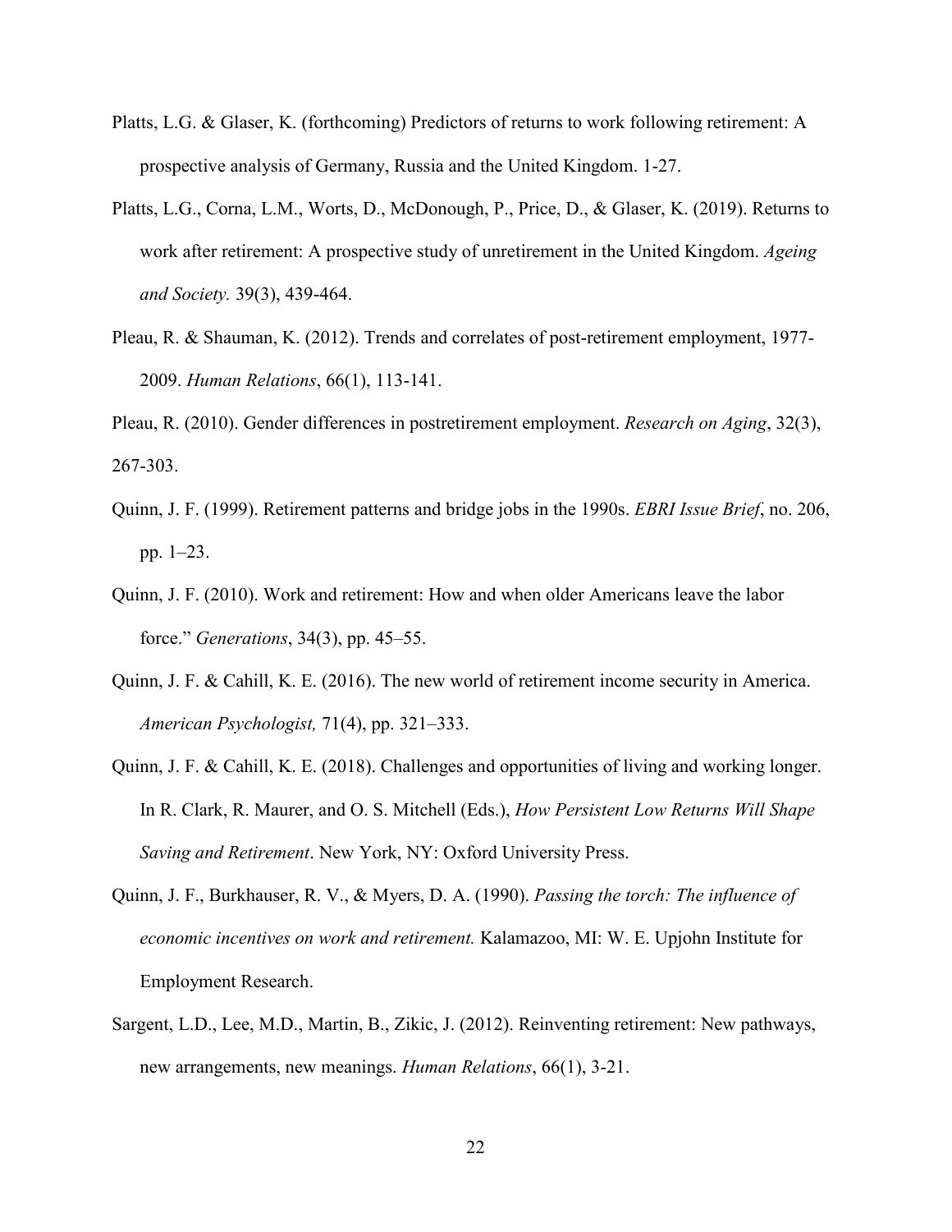Platts, L.G. & Glaser, K. (forthcoming) Predictors of returns to work following retirement: A prospective analysis of Germany, Russia and the United Kingdom. 1-27.

Platts, L.G., Corna, L.M., Worts, D., McDonough, P., Price, D., & Glaser, K. (2019). Returns to work after retirement: A prospective study of unretirement in the United Kingdom. *Ageing and Society.* 39(3), 439-464.

Pleau, R. & Shauman, K. (2012). Trends and correlates of post-retirement employment, 1977-2009. *Human Relations*, 66(1), 113-141.

Pleau, R. (2010). Gender differences in postretirement employment. *Research on Aging*, 32(3), 267-303.

Quinn, J. F. (1999). Retirement patterns and bridge jobs in the 1990s. *EBRI Issue Brief*, no. 206, pp. 1–23.

Quinn, J. F. (2010). Work and retirement: How and when older Americans leave the labor force." *Generations*, 34(3), pp. 45–55.

Quinn, J. F. & Cahill, K. E. (2016). The new world of retirement income security in America. *American Psychologist,* 71(4), pp. 321–333.

Quinn, J. F. & Cahill, K. E. (2018). Challenges and opportunities of living and working longer. In R. Clark, R. Maurer, and O. S. Mitchell (Eds.), *How Persistent Low Returns Will Shape Saving and Retirement*. New York, NY: Oxford University Press.

Quinn, J. F., Burkhauser, R. V., & Myers, D. A. (1990). *Passing the torch: The influence of economic incentives on work and retirement.* Kalamazoo, MI: W. E. Upjohn Institute for Employment Research.

Sargent, L.D., Lee, M.D., Martin, B., Zikic, J. (2012). Reinventing retirement: New pathways, new arrangements, new meanings. *Human Relations*, 66(1), 3-21.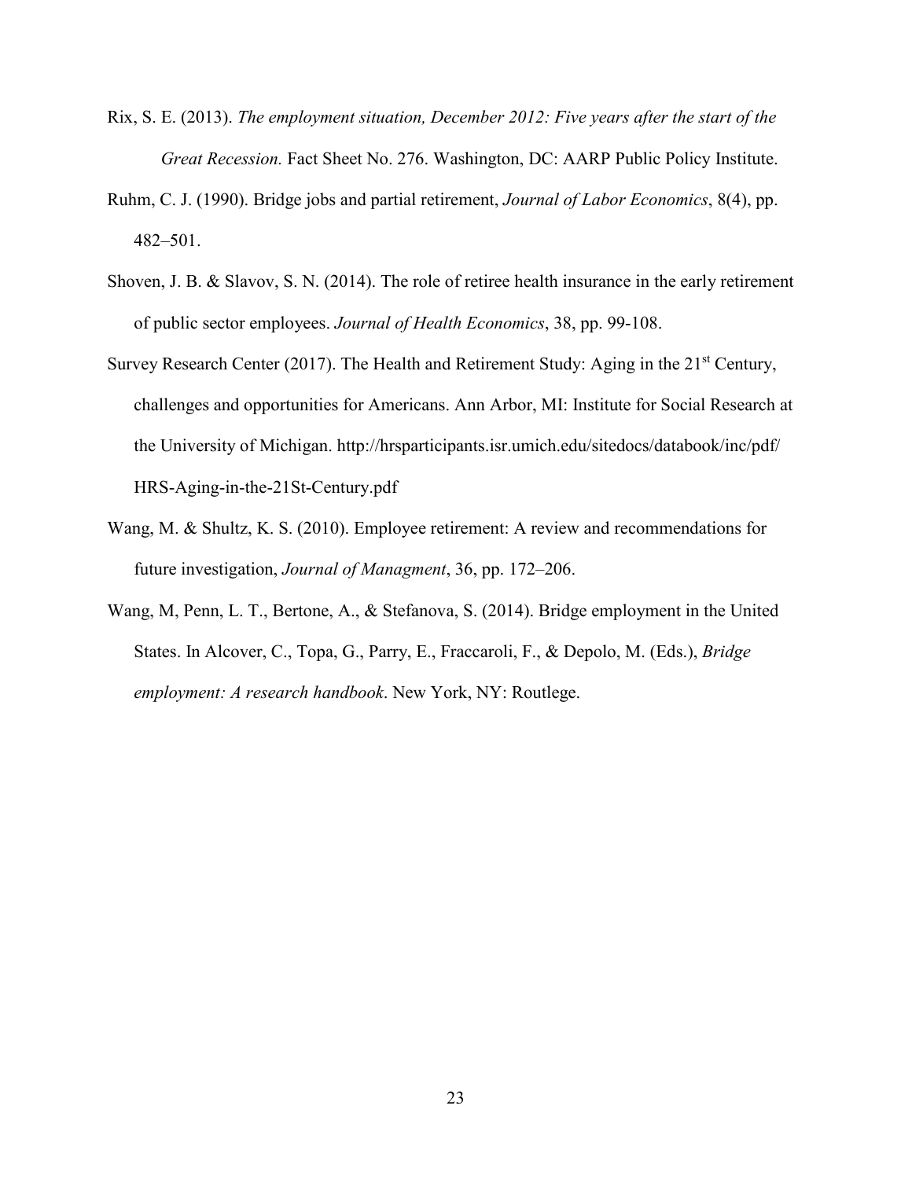Rix, S. E. (2013). *The employment situation, December 2012: Five years after the start of the Great Recession.* Fact Sheet No. 276. Washington, DC: AARP Public Policy Institute.

Ruhm, C. J. (1990). Bridge jobs and partial retirement, *Journal of Labor Economics*, 8(4), pp. 482–501.

Shoven, J. B. & Slavov, S. N. (2014). The role of retiree health insurance in the early retirement of public sector employees. *Journal of Health Economics*, 38, pp. 99-108.

Survey Research Center (2017). The Health and Retirement Study: Aging in the 21st Century, challenges and opportunities for Americans. Ann Arbor, MI: Institute for Social Research at the University of Michigan. http://hrsparticipants.isr.umich.edu/sitedocs/databook/inc/pdf/HRS-Aging-in-the-21St-Century.pdf

Wang, M. & Shultz, K. S. (2010). Employee retirement: A review and recommendations for future investigation, *Journal of Managment*, 36, pp. 172–206.

Wang, M, Penn, L. T., Bertone, A., & Stefanova, S. (2014). Bridge employment in the United States. In Alcover, C., Topa, G., Parry, E., Fraccaroli, F., & Depolo, M. (Eds.), *Bridge employment: A research handbook*. New York, NY: Routlege.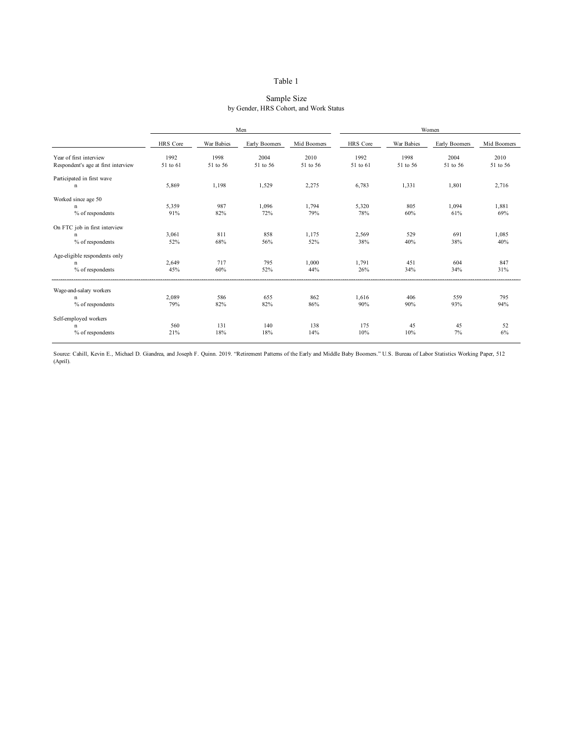# Table 1

## Sample Size
by Gender, HRS Cohort, and Work Status

| | Men | | | | Women | | | |
|---|---|---|---|---|---|---|---|---|
| | HRS Core | War Babies | Early Boomers | Mid Boomers | HRS Core | War Babies | Early Boomers | Mid Boomers |
| Year of first interview | 1992 | 1998 | 2004 | 2010 | 1992 | 1998 | 2004 | 2010 |
| Respondent's age at first interview | 51 to 61 | 51 to 56 | 51 to 56 | 51 to 56 | 51 to 61 | 51 to 56 | 51 to 56 | 51 to 56 |
| Participated in first wave | | | | | | | | |
| n | 5,869 | 1,198 | 1,529 | 2,275 | 6,783 | 1,331 | 1,801 | 2,716 |
| Worked since age 50 | | | | | | | | |
| n | 5,359 | 987 | 1,096 | 1,794 | 5,320 | 805 | 1,094 | 1,881 |
| % of respondents | 91% | 82% | 72% | 79% | 78% | 60% | 61% | 69% |
| On FTC job in first interview | | | | | | | | |
| n | 3,061 | 811 | 858 | 1,175 | 2,569 | 529 | 691 | 1,085 |
| % of respondents | 52% | 68% | 56% | 52% | 38% | 40% | 38% | 40% |
| Age-eligible respondents only | | | | | | | | |
| n | 2,649 | 717 | 795 | 1,000 | 1,791 | 451 | 604 | 847 |
| % of respondents | 45% | 60% | 52% | 44% | 26% | 34% | 34% | 31% |
| Wage-and-salary workers | | | | | | | | |
| n | 2,089 | 586 | 655 | 862 | 1,616 | 406 | 559 | 795 |
| % of respondents | 79% | 82% | 82% | 86% | 90% | 90% | 93% | 94% |
| Self-employed workers | | | | | | | | |
| n | 560 | 131 | 140 | 138 | 175 | 45 | 45 | 52 |
| % of respondents | 21% | 18% | 18% | 14% | 10% | 10% | 7% | 6% |

Source: Cahill, Kevin E., Michael D. Giandrea, and Joseph F. Quinn. 2019. "Retirement Patterns of the Early and Middle Baby Boomers." U.S. Bureau of Labor Statistics Working Paper, 512 (April).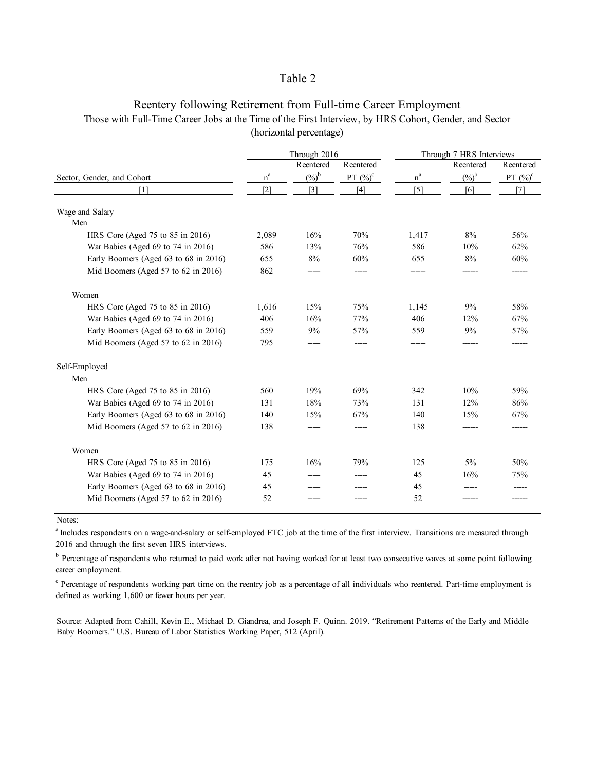# Table 2

## Reentery following Retirement from Full-time Career Employment

Those with Full-Time Career Jobs at the Time of the First Interview, by HRS Cohort, Gender, and Sector

(horizontal percentage)

| | Through 2016 | | | Through 7 HRS Interviews | | |
|---|---|---|---|---|---|---|
| Sector, Gender, and Cohort | n[a] | Reentered (%)[b] | Reentered PT (%)[c] | n[a] | Reentered (%)[b] | Reentered PT (%)[c] |
| [1] | [2] | [3] | [4] | [5] | [6] | [7] |
| Wage and Salary | | | | | | |
| Men | | | | | | |
| HRS Core (Aged 75 to 85 in 2016) | 2,089 | 16% | 70% | 1,417 | 8% | 56% |
| War Babies (Aged 69 to 74 in 2016) | 586 | 13% | 76% | 586 | 10% | 62% |
| Early Boomers (Aged 63 to 68 in 2016) | 655 | 8% | 60% | 655 | 8% | 60% |
| Mid Boomers (Aged 57 to 62 in 2016) | 862 | ----- | ----- | ------ | ------ | ------ |
| Women | | | | | | |
| HRS Core (Aged 75 to 85 in 2016) | 1,616 | 15% | 75% | 1,145 | 9% | 58% |
| War Babies (Aged 69 to 74 in 2016) | 406 | 16% | 77% | 406 | 12% | 67% |
| Early Boomers (Aged 63 to 68 in 2016) | 559 | 9% | 57% | 559 | 9% | 57% |
| Mid Boomers (Aged 57 to 62 in 2016) | 795 | ----- | ----- | ------ | ------ | ------ |
| Self-Employed | | | | | | |
| Men | | | | | | |
| HRS Core (Aged 75 to 85 in 2016) | 560 | 19% | 69% | 342 | 10% | 59% |
| War Babies (Aged 69 to 74 in 2016) | 131 | 18% | 73% | 131 | 12% | 86% |
| Early Boomers (Aged 63 to 68 in 2016) | 140 | 15% | 67% | 140 | 15% | 67% |
| Mid Boomers (Aged 57 to 62 in 2016) | 138 | ----- | ----- | 138 | ------ | ------ |
| Women | | | | | | |
| HRS Core (Aged 75 to 85 in 2016) | 175 | 16% | 79% | 125 | 5% | 50% |
| War Babies (Aged 69 to 74 in 2016) | 45 | ----- | ----- | 45 | 16% | 75% |
| Early Boomers (Aged 63 to 68 in 2016) | 45 | ----- | ----- | 45 | ----- | ----- |
| Mid Boomers (Aged 57 to 62 in 2016) | 52 | ----- | ----- | 52 | ------ | ------ |

Notes:

[a] Includes respondents on a wage-and-salary or self-employed FTC job at the time of the first interview. Transitions are measured through 2016 and through the first seven HRS interviews.

[b] Percentage of respondents who returned to paid work after not having worked for at least two consecutive waves at some point following career employment.

[c] Percentage of respondents working part time on the reentry job as a percentage of all individuals who reentered. Part-time employment is defined as working 1,600 or fewer hours per year.

Source: Adapted from Cahill, Kevin E., Michael D. Giandrea, and Joseph F. Quinn. 2019. "Retirement Patterns of the Early and Middle Baby Boomers." U.S. Bureau of Labor Statistics Working Paper, 512 (April).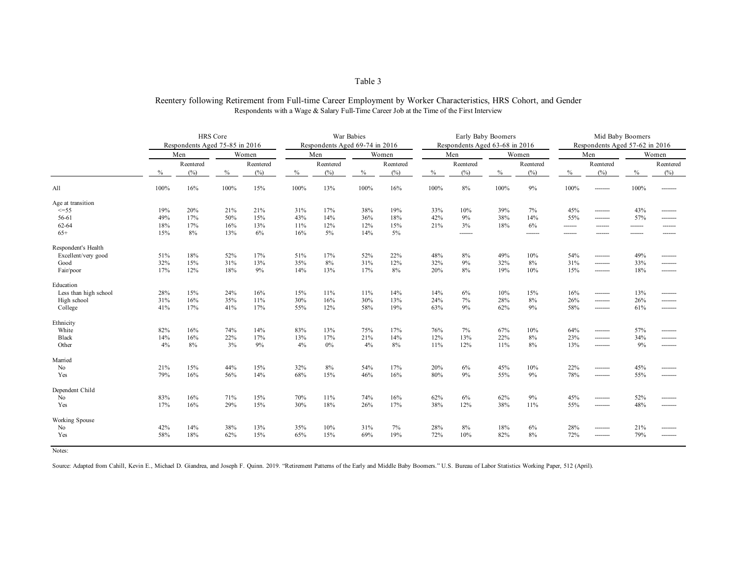Table 3

Reentery following Retirement from Full-time Career Employment by Worker Characteristics, HRS Cohort, and Gender

Respondents with a Wage & Salary Full-Time Career Job at the Time of the First Interview

| | HRS Core Respondents Aged 75-85 in 2016 | | | | War Babies Respondents Aged 69-74 in 2016 | | | | Early Baby Boomers Respondents Aged 63-68 in 2016 | | | | Mid Baby Boomers Respondents Aged 57-62 in 2016 | | | |
|---|---|---|---|---|---|---|---|---|---|---|---|---|---|---|---|---|
| | Men | | Women | | Men | | Women | | Men | | Women | | Men | | Women | |
| | % | Reentered (%) | % | Reentered (%) | % | Reentered (%) | % | Reentered (%) | % | Reentered (%) | % | Reentered (%) | % | Reentered (%) | % | Reentered (%) |
| All | 100% | 16% | 100% | 15% | 100% | 13% | 100% | 16% | 100% | 8% | 100% | 9% | 100% | -------- | 100% | -------- |
| Age at transition | | | | | | | | | | | | | | | | |
| <=55 | 19% | 20% | 21% | 21% | 31% | 17% | 38% | 19% | 33% | 10% | 39% | 7% | 45% | -------- | 43% | -------- |
| 56-61 | 49% | 17% | 50% | 15% | 43% | 14% | 36% | 18% | 42% | 9% | 38% | 14% | 55% | -------- | 57% | -------- |
| 62-64 | 18% | 17% | 16% | 13% | 11% | 12% | 12% | 15% | 21% | 3% | 18% | 6% | ------- | ------- | ------- | ------- |
| 65+ | 15% | 8% | 13% | 6% | 16% | 5% | 14% | 5% | | ------- | | ------- | ------- | ------- | ------- | ------- |
| Respondent's Health | | | | | | | | | | | | | | | | |
| Excellent/very good | 51% | 18% | 52% | 17% | 51% | 17% | 52% | 22% | 48% | 8% | 49% | 10% | 54% | -------- | 49% | -------- |
| Good | 32% | 15% | 31% | 13% | 35% | 8% | 31% | 12% | 32% | 9% | 32% | 8% | 31% | -------- | 33% | -------- |
| Fair/poor | 17% | 12% | 18% | 9% | 14% | 13% | 17% | 8% | 20% | 8% | 19% | 10% | 15% | -------- | 18% | -------- |
| Education | | | | | | | | | | | | | | | | |
| Less than high school | 28% | 15% | 24% | 16% | 15% | 11% | 11% | 14% | 14% | 6% | 10% | 15% | 16% | -------- | 13% | -------- |
| High school | 31% | 16% | 35% | 11% | 30% | 16% | 30% | 13% | 24% | 7% | 28% | 8% | 26% | -------- | 26% | -------- |
| College | 41% | 17% | 41% | 17% | 55% | 12% | 58% | 19% | 63% | 9% | 62% | 9% | 58% | -------- | 61% | -------- |
| Ethnicity | | | | | | | | | | | | | | | | |
| White | 82% | 16% | 74% | 14% | 83% | 13% | 75% | 17% | 76% | 7% | 67% | 10% | 64% | -------- | 57% | -------- |
| Black | 14% | 16% | 22% | 17% | 13% | 17% | 21% | 14% | 12% | 13% | 22% | 8% | 23% | -------- | 34% | -------- |
| Other | 4% | 8% | 3% | 9% | 4% | 0% | 4% | 8% | 11% | 12% | 11% | 8% | 13% | -------- | 9% | -------- |
| Married | | | | | | | | | | | | | | | | |
| No | 21% | 15% | 44% | 15% | 32% | 8% | 54% | 17% | 20% | 6% | 45% | 10% | 22% | -------- | 45% | -------- |
| Yes | 79% | 16% | 56% | 14% | 68% | 15% | 46% | 16% | 80% | 9% | 55% | 9% | 78% | -------- | 55% | -------- |
| Dependent Child | | | | | | | | | | | | | | | | |
| No | 83% | 16% | 71% | 15% | 70% | 11% | 74% | 16% | 62% | 6% | 62% | 9% | 45% | -------- | 52% | -------- |
| Yes | 17% | 16% | 29% | 15% | 30% | 18% | 26% | 17% | 38% | 12% | 38% | 11% | 55% | -------- | 48% | -------- |
| Working Spouse | | | | | | | | | | | | | | | | |
| No | 42% | 14% | 38% | 13% | 35% | 10% | 31% | 7% | 28% | 8% | 18% | 6% | 28% | -------- | 21% | -------- |
| Yes | 58% | 18% | 62% | 15% | 65% | 15% | 69% | 19% | 72% | 10% | 82% | 8% | 72% | -------- | 79% | -------- |

Notes:

Source: Adapted from Cahill, Kevin E., Michael D. Giandrea, and Joseph F. Quinn. 2019. "Retirement Patterns of the Early and Middle Baby Boomers." U.S. Bureau of Labor Statistics Working Paper, 512 (April).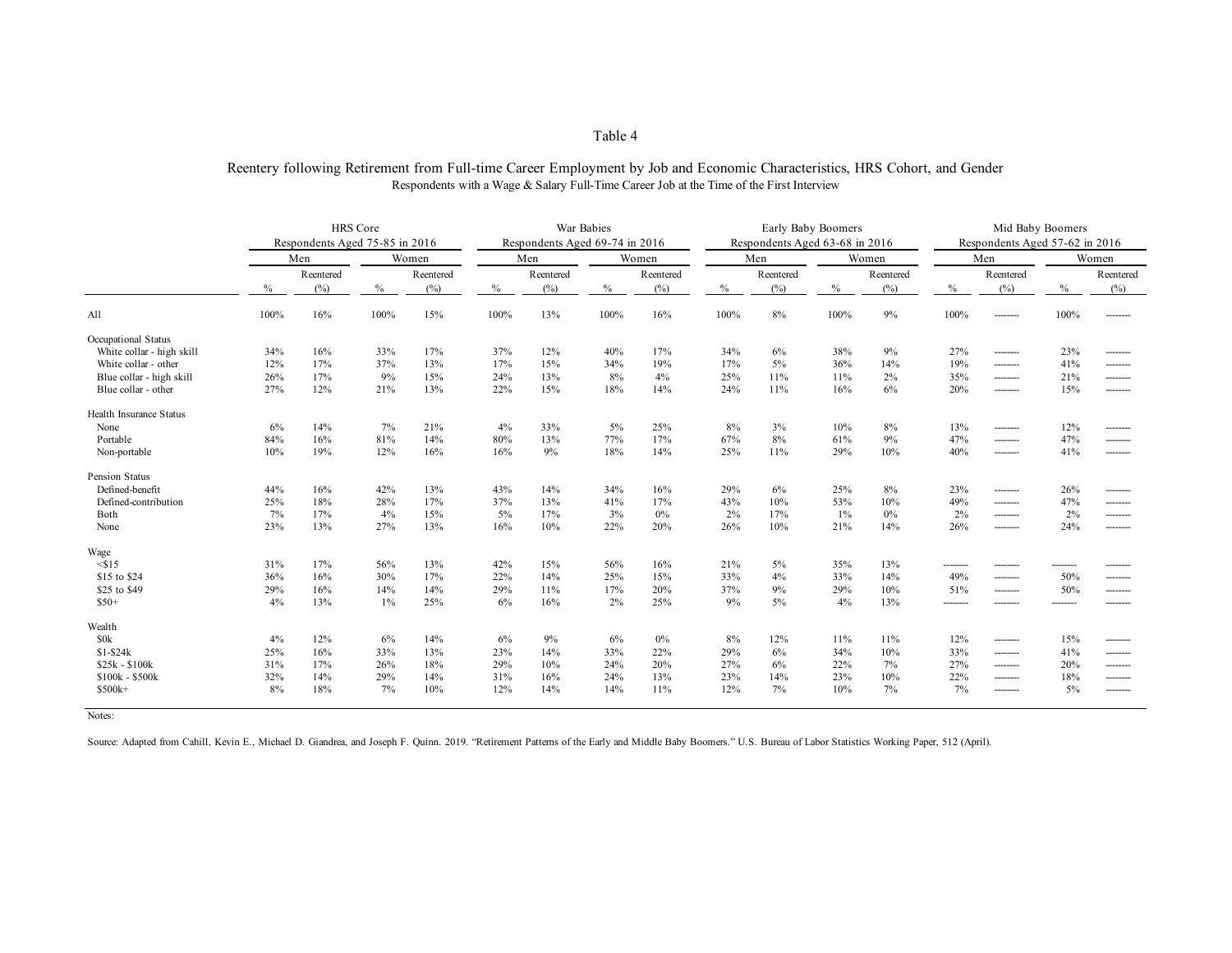Table 4

Reentery following Retirement from Full-time Career Employment by Job and Economic Characteristics, HRS Cohort, and Gender

Respondents with a Wage & Salary Full-Time Career Job at the Time of the First Interview

| | HRS Core Respondents Aged 75-85 in 2016 | | | | War Babies Respondents Aged 69-74 in 2016 | | | | Early Baby Boomers Respondents Aged 63-68 in 2016 | | | | Mid Baby Boomers Respondents Aged 57-62 in 2016 | | | |
|---|---|---|---|---|---|---|---|---|---|---|---|---|---|---|---|---|
| | Men | | Women | | Men | | Women | | Men | | Women | | Men | | Women | |
| | % | Reentered (%) | % | Reentered (%) | % | Reentered (%) | % | Reentered (%) | % | Reentered (%) | % | Reentered (%) | % | Reentered (%) | % | Reentered (%) |
| All | 100% | 16% | 100% | 15% | 100% | 13% | 100% | 16% | 100% | 8% | 100% | 9% | 100% | -------- | 100% | -------- |
| Occupational Status | | | | | | | | | | | | | | | | |
| White collar - high skill | 34% | 16% | 33% | 17% | 37% | 12% | 40% | 17% | 34% | 6% | 38% | 9% | 27% | -------- | 23% | -------- |
| White collar - other | 12% | 17% | 37% | 13% | 17% | 15% | 34% | 19% | 17% | 5% | 36% | 14% | 19% | -------- | 41% | -------- |
| Blue collar - high skill | 26% | 17% | 9% | 15% | 24% | 13% | 8% | 4% | 25% | 11% | 11% | 2% | 35% | -------- | 21% | -------- |
| Blue collar - other | 27% | 12% | 21% | 13% | 22% | 15% | 18% | 14% | 24% | 11% | 16% | 6% | 20% | -------- | 15% | -------- |
| Health Insurance Status | | | | | | | | | | | | | | | | |
| None | 6% | 14% | 7% | 21% | 4% | 33% | 5% | 25% | 8% | 3% | 10% | 8% | 13% | -------- | 12% | -------- |
| Portable | 84% | 16% | 81% | 14% | 80% | 13% | 77% | 17% | 67% | 8% | 61% | 9% | 47% | -------- | 47% | -------- |
| Non-portable | 10% | 19% | 12% | 16% | 16% | 9% | 18% | 14% | 25% | 11% | 29% | 10% | 40% | -------- | 41% | -------- |
| Pension Status | | | | | | | | | | | | | | | | |
| Defined-benefit | 44% | 16% | 42% | 13% | 43% | 14% | 34% | 16% | 29% | 6% | 25% | 8% | 23% | -------- | 26% | -------- |
| Defined-contribution | 25% | 18% | 28% | 17% | 37% | 13% | 41% | 17% | 43% | 10% | 53% | 10% | 49% | -------- | 47% | -------- |
| Both | 7% | 17% | 4% | 15% | 5% | 17% | 3% | 0% | 2% | 17% | 1% | 0% | 2% | -------- | 2% | -------- |
| None | 23% | 13% | 27% | 13% | 16% | 10% | 22% | 20% | 26% | 10% | 21% | 14% | 26% | -------- | 24% | -------- |
| Wage | | | | | | | | | | | | | | | | |
| <$15 | 31% | 17% | 56% | 13% | 42% | 15% | 56% | 16% | 21% | 5% | 35% | 13% | -------- | -------- | -------- | -------- |
| $15 to $24 | 36% | 16% | 30% | 17% | 22% | 14% | 25% | 15% | 33% | 4% | 33% | 14% | 49% | -------- | 50% | -------- |
| $25 to $49 | 29% | 16% | 14% | 14% | 29% | 11% | 17% | 20% | 37% | 9% | 29% | 10% | 51% | -------- | 50% | -------- |
| $50+ | 4% | 13% | 1% | 25% | 6% | 16% | 2% | 25% | 9% | 5% | 4% | 13% | -------- | -------- | -------- | -------- |
| Wealth | | | | | | | | | | | | | | | | |
| $0k | 4% | 12% | 6% | 14% | 6% | 9% | 6% | 0% | 8% | 12% | 11% | 11% | 12% | -------- | 15% | -------- |
| $1-$24k | 25% | 16% | 33% | 13% | 23% | 14% | 33% | 22% | 29% | 6% | 34% | 10% | 33% | -------- | 41% | -------- |
| $25k - $100k | 31% | 17% | 26% | 18% | 29% | 10% | 24% | 20% | 27% | 6% | 22% | 7% | 27% | -------- | 20% | -------- |
| $100k - $500k | 32% | 14% | 29% | 14% | 31% | 16% | 24% | 13% | 23% | 14% | 23% | 10% | 22% | -------- | 18% | -------- |
| $500k+ | 8% | 18% | 7% | 10% | 12% | 14% | 14% | 11% | 12% | 7% | 10% | 7% | 7% | -------- | 5% | -------- |

Notes:

Source: Adapted from Cahill, Kevin E., Michael D. Giandrea, and Joseph F. Quinn. 2019. "Retirement Patterns of the Early and Middle Baby Boomers." U.S. Bureau of Labor Statistics Working Paper, 512 (April).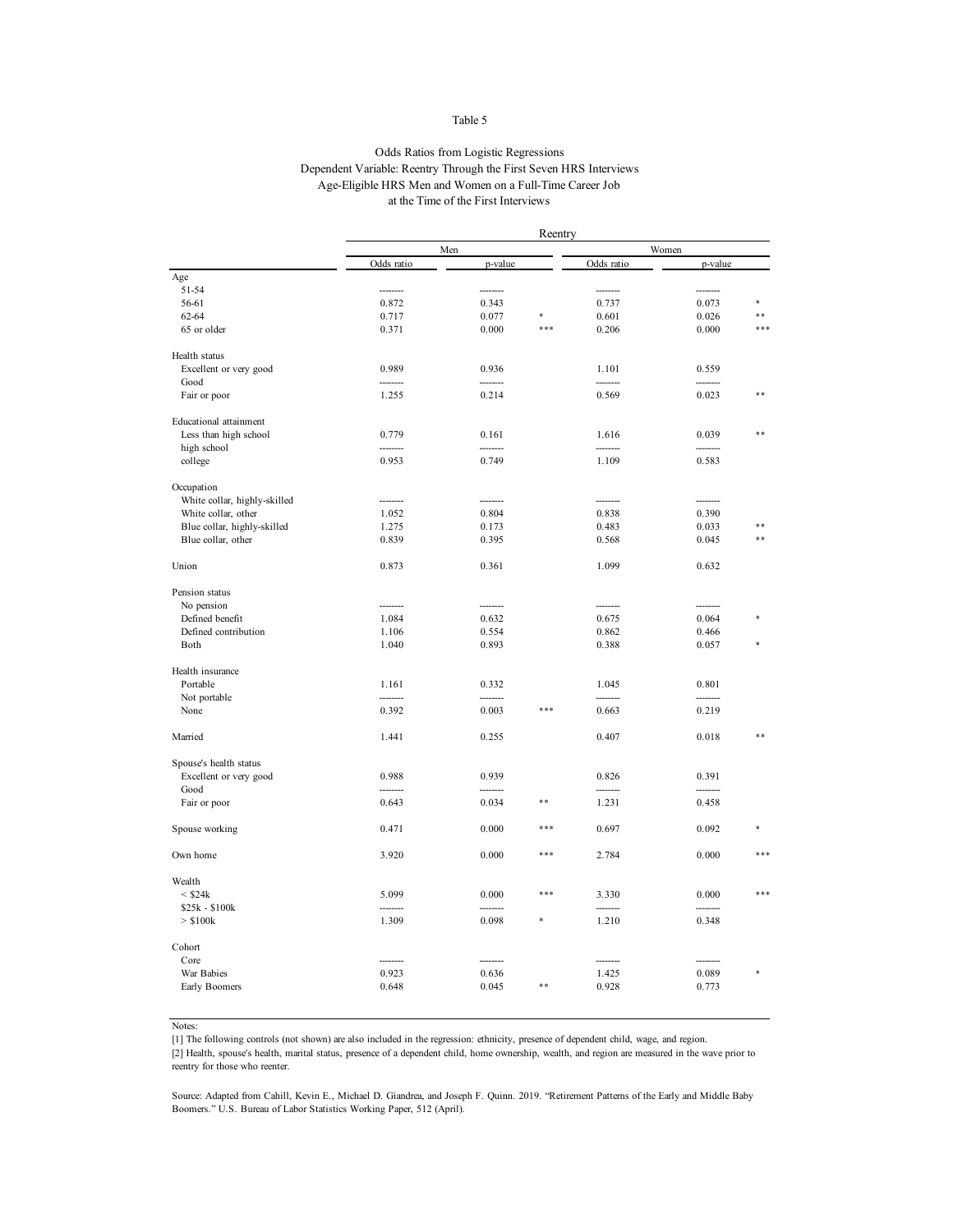Table 5

Odds Ratios from Logistic Regressions
Dependent Variable: Reentry Through the First Seven HRS Interviews
Age-Eligible HRS Men and Women on a Full-Time Career Job
at the Time of the First Interviews

| | Reentry | | | | | |
|---|---|---|---|---|---|---|
| | Men | | | Women | | |
| | Odds ratio | p-value | | Odds ratio | p-value | |
| Age | | | | | | |
| 51-54 | -------- | -------- | | -------- | -------- | |
| 56-61 | 0.872 | 0.343 | | 0.737 | 0.073 | * |
| 62-64 | 0.717 | 0.077 | * | 0.601 | 0.026 | ** |
| 65 or older | 0.371 | 0.000 | *** | 0.206 | 0.000 | *** |
| Health status | | | | | | |
| Excellent or very good | 0.989 | 0.936 | | 1.101 | 0.559 | |
| Good | -------- | -------- | | -------- | -------- | |
| Fair or poor | 1.255 | 0.214 | | 0.569 | 0.023 | ** |
| Educational attainment | | | | | | |
| Less than high school | 0.779 | 0.161 | | 1.616 | 0.039 | ** |
| high school | -------- | -------- | | -------- | -------- | |
| college | 0.953 | 0.749 | | 1.109 | 0.583 | |
| Occupation | | | | | | |
| White collar, highly-skilled | -------- | -------- | | -------- | -------- | |
| White collar, other | 1.052 | 0.804 | | 0.838 | 0.390 | |
| Blue collar, highly-skilled | 1.275 | 0.173 | | 0.483 | 0.033 | ** |
| Blue collar, other | 0.839 | 0.395 | | 0.568 | 0.045 | ** |
| Union | 0.873 | 0.361 | | 1.099 | 0.632 | |
| Pension status | | | | | | |
| No pension | -------- | -------- | | -------- | -------- | |
| Defined benefit | 1.084 | 0.632 | | 0.675 | 0.064 | * |
| Defined contribution | 1.106 | 0.554 | | 0.862 | 0.466 | |
| Both | 1.040 | 0.893 | | 0.388 | 0.057 | * |
| Health insurance | | | | | | |
| Portable | 1.161 | 0.332 | | 1.045 | 0.801 | |
| Not portable | -------- | -------- | | -------- | -------- | |
| None | 0.392 | 0.003 | *** | 0.663 | 0.219 | |
| Married | 1.441 | 0.255 | | 0.407 | 0.018 | ** |
| Spouse's health status | | | | | | |
| Excellent or very good | 0.988 | 0.939 | | 0.826 | 0.391 | |
| Good | -------- | -------- | | -------- | -------- | |
| Fair or poor | 0.643 | 0.034 | ** | 1.231 | 0.458 | |
| Spouse working | 0.471 | 0.000 | *** | 0.697 | 0.092 | * |
| Own home | 3.920 | 0.000 | *** | 2.784 | 0.000 | *** |
| Wealth | | | | | | |
| < $24k | 5.099 | 0.000 | *** | 3.330 | 0.000 | *** |
| $25k - $100k | -------- | -------- | | -------- | -------- | |
| > $100k | 1.309 | 0.098 | * | 1.210 | 0.348 | |
| Cohort | | | | | | |
| Core | -------- | -------- | | -------- | -------- | |
| War Babies | 0.923 | 0.636 | | 1.425 | 0.089 | * |
| Early Boomers | 0.648 | 0.045 | ** | 0.928 | 0.773 | |

Notes:

[1] The following controls (not shown) are also included in the regression: ethnicity, presence of dependent child, wage, and region.

[2] Health, spouse's health, marital status, presence of a dependent child, home ownership, wealth, and region are measured in the wave prior to reentry for those who reenter.

Source: Adapted from Cahill, Kevin E., Michael D. Giandrea, and Joseph F. Quinn. 2019. "Retirement Patterns of the Early and Middle Baby Boomers." U.S. Bureau of Labor Statistics Working Paper, 512 (April).